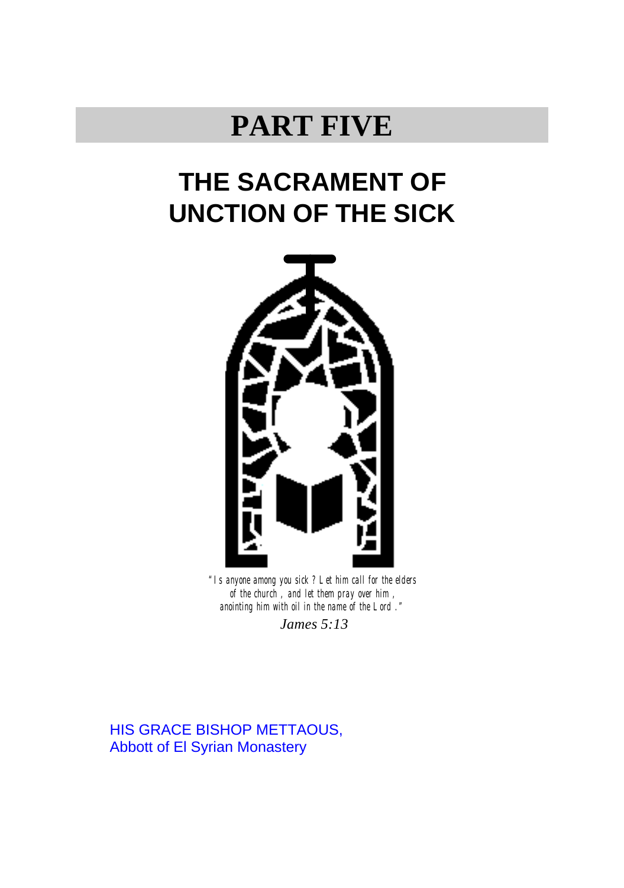# PART FIVE

## THE SACRAMENT OF UNCTION OF THE SICK

*"Is anyone among you sick? Let him call for the elders of the church, and let them pray over him, anointing him with oil in the name of the Lord."*

*James 5:13*

HIS GRACE BISHOP METTAOUS,
Abbott of El Syrian Monastery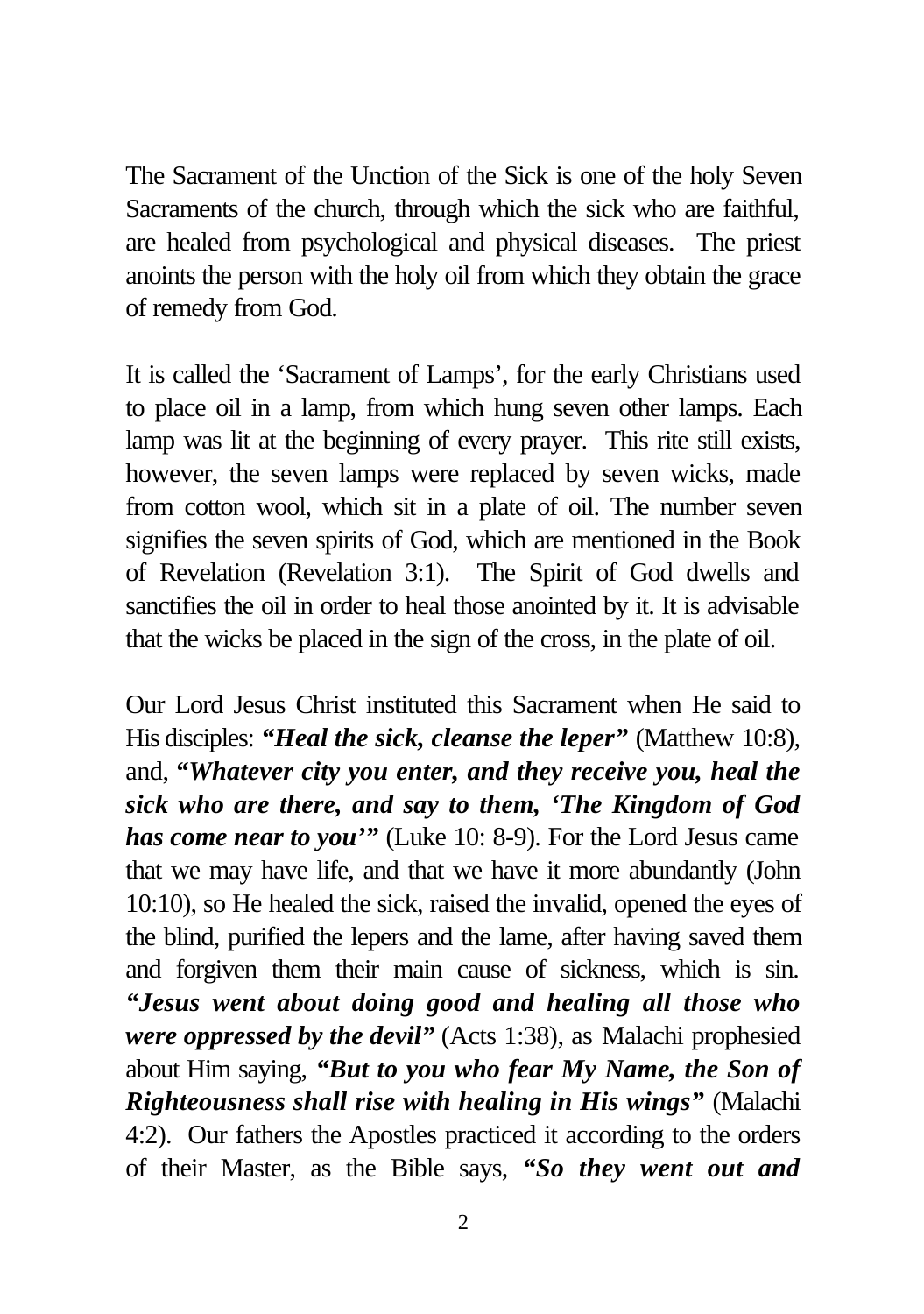The Sacrament of the Unction of the Sick is one of the holy Seven Sacraments of the church, through which the sick who are faithful, are healed from psychological and physical diseases. The priest anoints the person with the holy oil from which they obtain the grace of remedy from God.

It is called the 'Sacrament of Lamps', for the early Christians used to place oil in a lamp, from which hung seven other lamps. Each lamp was lit at the beginning of every prayer. This rite still exists, however, the seven lamps were replaced by seven wicks, made from cotton wool, which sit in a plate of oil. The number seven signifies the seven spirits of God, which are mentioned in the Book of Revelation (Revelation 3:1). The Spirit of God dwells and sanctifies the oil in order to heal those anointed by it. It is advisable that the wicks be placed in the sign of the cross, in the plate of oil.

Our Lord Jesus Christ instituted this Sacrament when He said to His disciples: ***"Heal the sick, cleanse the leper"*** (Matthew 10:8), and, ***"Whatever city you enter, and they receive you, heal the sick who are there, and say to them, 'The Kingdom of God has come near to you'"*** (Luke 10: 8-9). For the Lord Jesus came that we may have life, and that we have it more abundantly (John 10:10), so He healed the sick, raised the invalid, opened the eyes of the blind, purified the lepers and the lame, after having saved them and forgiven them their main cause of sickness, which is sin. ***"Jesus went about doing good and healing all those who were oppressed by the devil"*** (Acts 1:38), as Malachi prophesied about Him saying, ***"But to you who fear My Name, the Son of Righteousness shall rise with healing in His wings"*** (Malachi 4:2). Our fathers the Apostles practiced it according to the orders of their Master, as the Bible says, ***"So they went out and***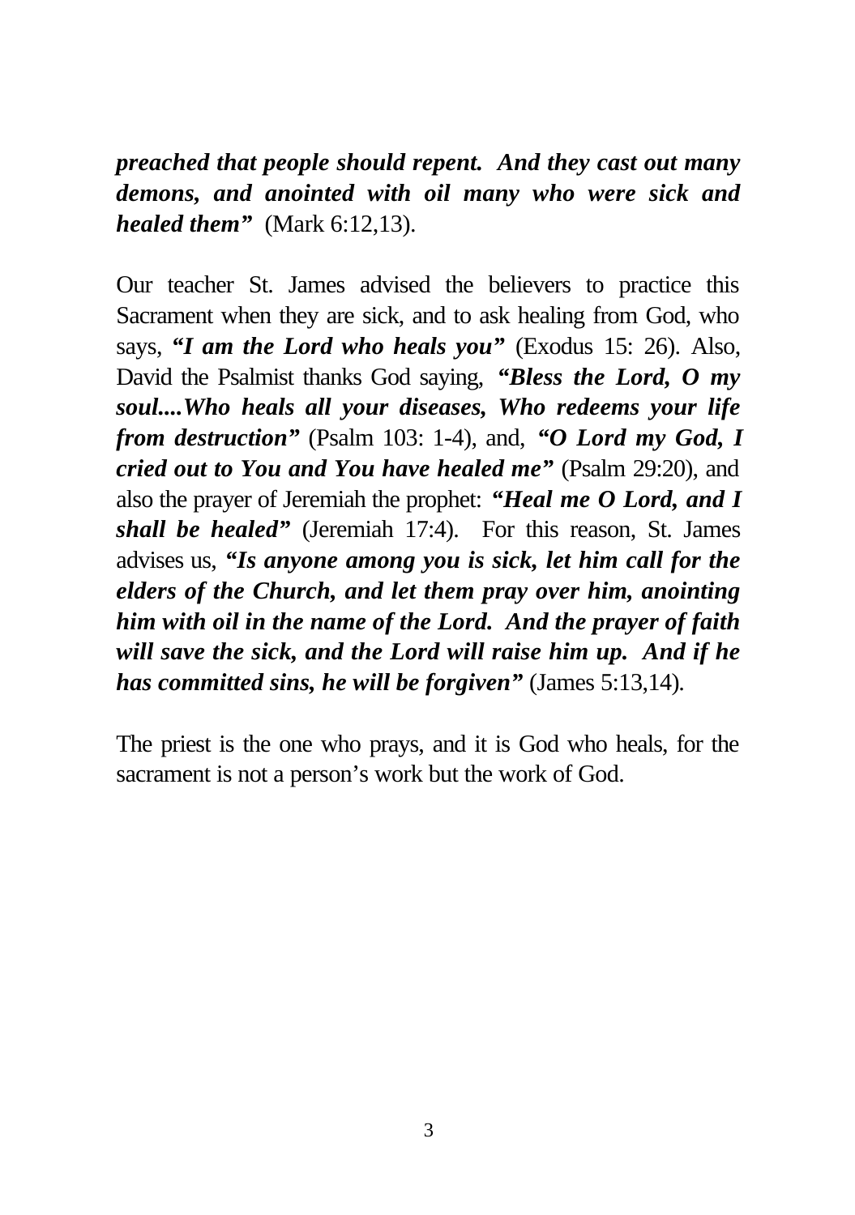***preached that people should repent. And they cast out many demons, and anointed with oil many who were sick and healed them”*** (Mark 6:12,13).

Our teacher St. James advised the believers to practice this Sacrament when they are sick, and to ask healing from God, who says, ***“I am the Lord who heals you”*** (Exodus 15: 26). Also, David the Psalmist thanks God saying, ***“Bless the Lord, O my soul....Who heals all your diseases, Who redeems your life from destruction”*** (Psalm 103: 1-4), and, ***“O Lord my God, I cried out to You and You have healed me”*** (Psalm 29:20), and also the prayer of Jeremiah the prophet: ***“Heal me O Lord, and I shall be healed”*** (Jeremiah 17:4). For this reason, St. James advises us, ***“Is anyone among you is sick, let him call for the elders of the Church, and let them pray over him, anointing him with oil in the name of the Lord. And the prayer of faith will save the sick, and the Lord will raise him up. And if he has committed sins, he will be forgiven”*** (James 5:13,14).

The priest is the one who prays, and it is God who heals, for the sacrament is not a person’s work but the work of God.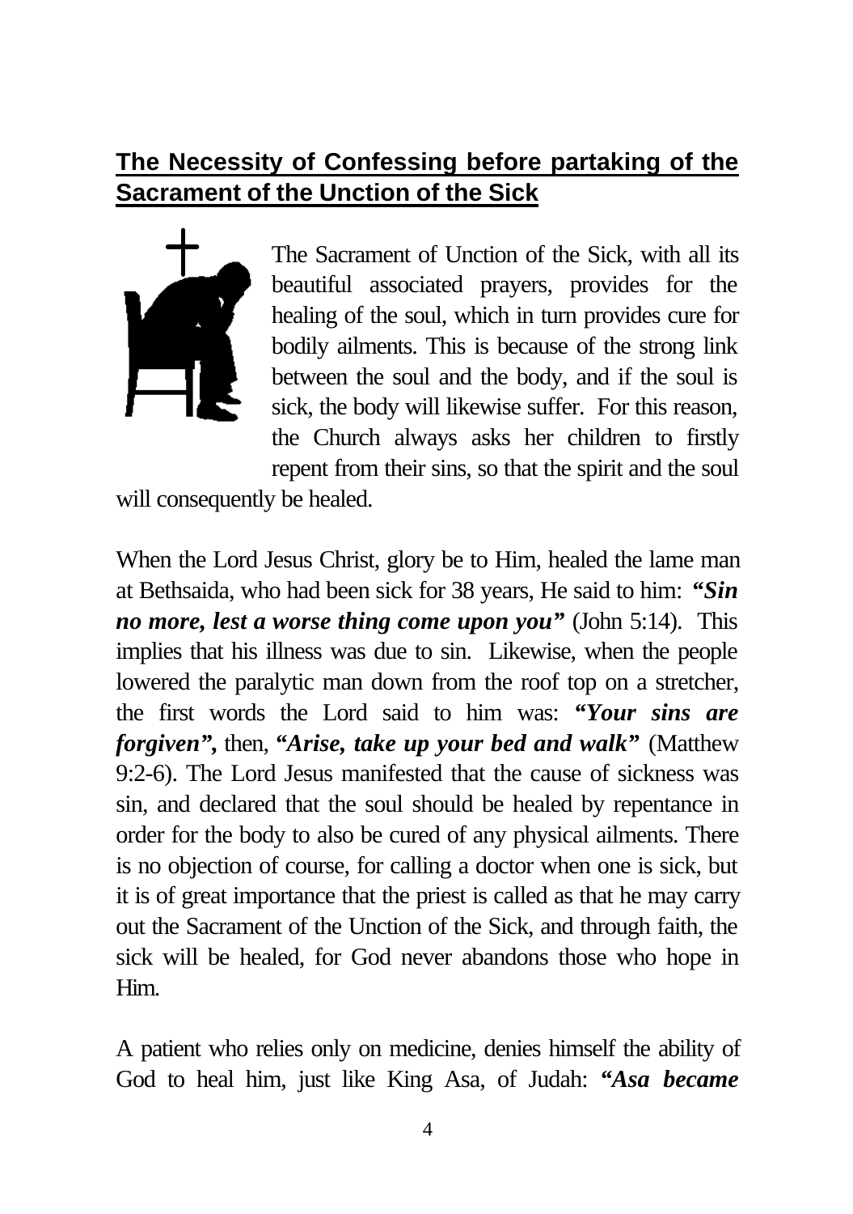## The Necessity of Confessing before partaking of the Sacrament of the Unction of the Sick

The Sacrament of Unction of the Sick, with all its beautiful associated prayers, provides for the healing of the soul, which in turn provides cure for bodily ailments. This is because of the strong link between the soul and the body, and if the soul is sick, the body will likewise suffer. For this reason, the Church always asks her children to firstly repent from their sins, so that the spirit and the soul will consequently be healed.

When the Lord Jesus Christ, glory be to Him, healed the lame man at Bethsaida, who had been sick for 38 years, He said to him: ***"Sin no more, lest a worse thing come upon you"*** (John 5:14). This implies that his illness was due to sin. Likewise, when the people lowered the paralytic man down from the roof top on a stretcher, the first words the Lord said to him was: ***"Your sins are forgiven",*** then, ***"Arise, take up your bed and walk"*** (Matthew 9:2-6). The Lord Jesus manifested that the cause of sickness was sin, and declared that the soul should be healed by repentance in order for the body to also be cured of any physical ailments. There is no objection of course, for calling a doctor when one is sick, but it is of great importance that the priest is called as that he may carry out the Sacrament of the Unction of the Sick, and through faith, the sick will be healed, for God never abandons those who hope in Him.

A patient who relies only on medicine, denies himself the ability of God to heal him, just like King Asa, of Judah: ***"Asa became***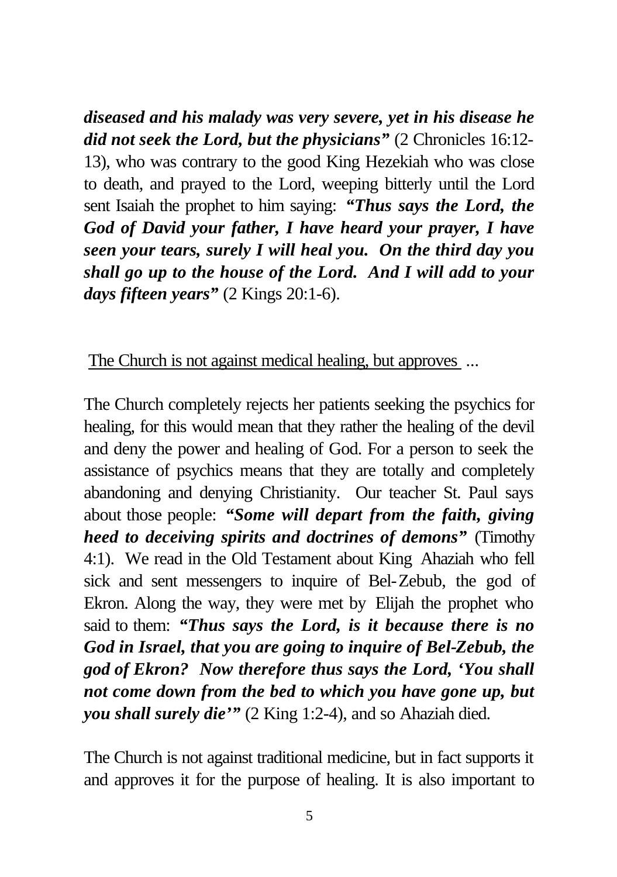***diseased and his malady was very severe, yet in his disease he did not seek the Lord, but the physicians"*** (2 Chronicles 16:12-13), who was contrary to the good King Hezekiah who was close to death, and prayed to the Lord, weeping bitterly until the Lord sent Isaiah the prophet to him saying: ***"Thus says the Lord, the God of David your father, I have heard your prayer, I have seen your tears, surely I will heal you. On the third day you shall go up to the house of the Lord. And I will add to your days fifteen years"*** (2 Kings 20:1-6).

<u>The Church is not against medical healing, but approves</u> ...

The Church completely rejects her patients seeking the psychics for healing, for this would mean that they rather the healing of the devil and deny the power and healing of God. For a person to seek the assistance of psychics means that they are totally and completely abandoning and denying Christianity. Our teacher St. Paul says about those people: ***"Some will depart from the faith, giving heed to deceiving spirits and doctrines of demons"*** (Timothy 4:1). We read in the Old Testament about King Ahaziah who fell sick and sent messengers to inquire of Bel-Zebub, the god of Ekron. Along the way, they were met by Elijah the prophet who said to them: ***"Thus says the Lord, is it because there is no God in Israel, that you are going to inquire of Bel-Zebub, the god of Ekron? Now therefore thus says the Lord, 'You shall not come down from the bed to which you have gone up, but you shall surely die'"*** (2 King 1:2-4), and so Ahaziah died.

The Church is not against traditional medicine, but in fact supports it and approves it for the purpose of healing. It is also important to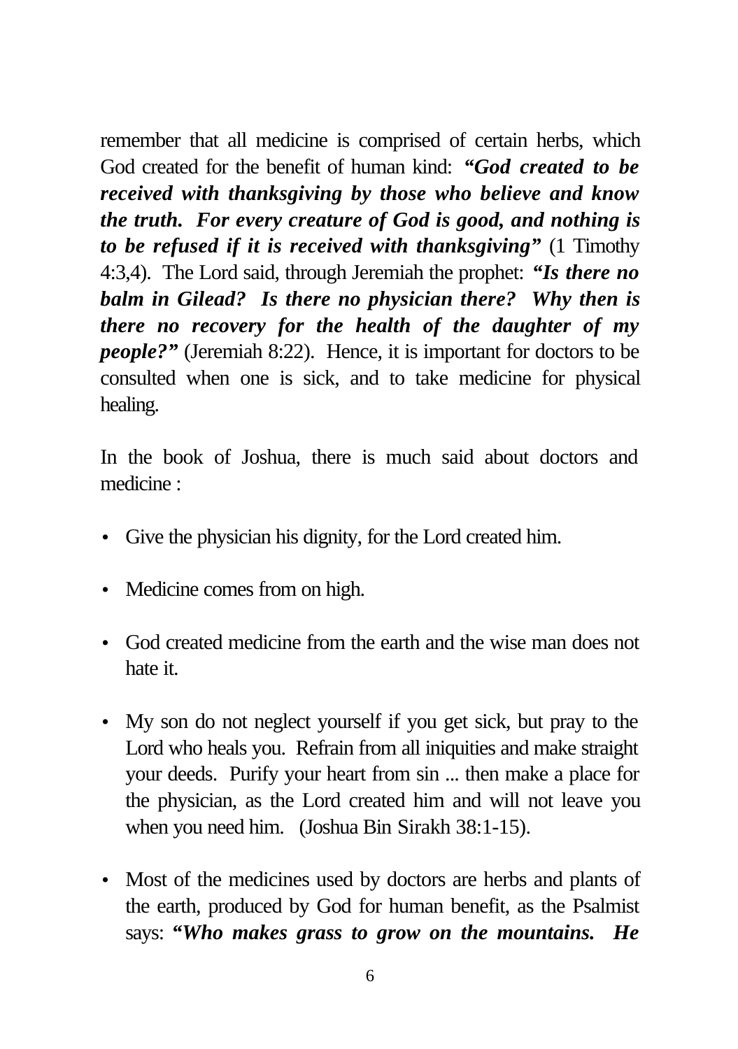remember that all medicine is comprised of certain herbs, which God created for the benefit of human kind: ***"God created to be received with thanksgiving by those who believe and know the truth. For every creature of God is good, and nothing is to be refused if it is received with thanksgiving"*** (1 Timothy 4:3,4). The Lord said, through Jeremiah the prophet: ***"Is there no balm in Gilead? Is there no physician there? Why then is there no recovery for the health of the daughter of my people?"*** (Jeremiah 8:22). Hence, it is important for doctors to be consulted when one is sick, and to take medicine for physical healing.

In the book of Joshua, there is much said about doctors and medicine :

- Give the physician his dignity, for the Lord created him.
- Medicine comes from on high.
- God created medicine from the earth and the wise man does not hate it.
- My son do not neglect yourself if you get sick, but pray to the Lord who heals you. Refrain from all iniquities and make straight your deeds. Purify your heart from sin ... then make a place for the physician, as the Lord created him and will not leave you when you need him. (Joshua Bin Sirakh 38:1-15).
- Most of the medicines used by doctors are herbs and plants of the earth, produced by God for human benefit, as the Psalmist says: ***"Who makes grass to grow on the mountains. He***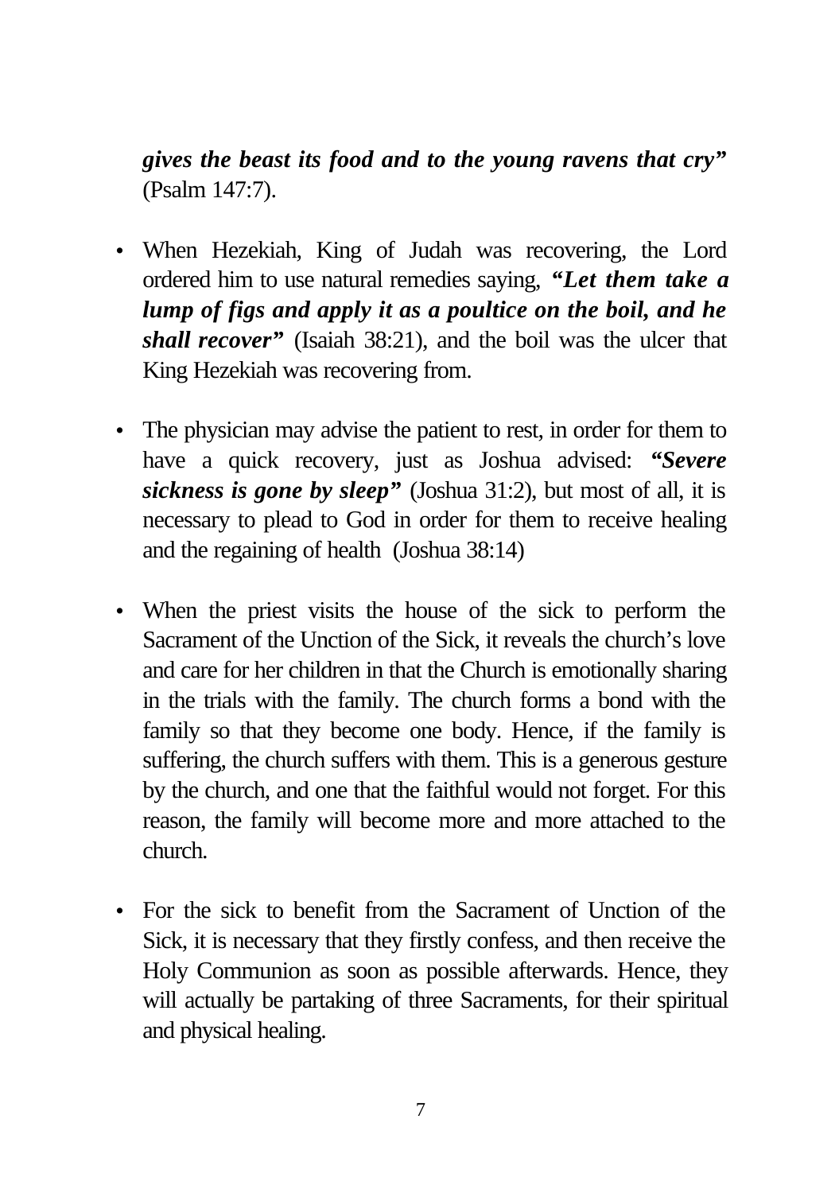***gives the beast its food and to the young ravens that cry"*** (Psalm 147:7).

- When Hezekiah, King of Judah was recovering, the Lord ordered him to use natural remedies saying, ***"Let them take a lump of figs and apply it as a poultice on the boil, and he shall recover"*** (Isaiah 38:21), and the boil was the ulcer that King Hezekiah was recovering from.

- The physician may advise the patient to rest, in order for them to have a quick recovery, just as Joshua advised: ***"Severe sickness is gone by sleep"*** (Joshua 31:2), but most of all, it is necessary to plead to God in order for them to receive healing and the regaining of health (Joshua 38:14)

- When the priest visits the house of the sick to perform the Sacrament of the Unction of the Sick, it reveals the church's love and care for her children in that the Church is emotionally sharing in the trials with the family. The church forms a bond with the family so that they become one body. Hence, if the family is suffering, the church suffers with them. This is a generous gesture by the church, and one that the faithful would not forget. For this reason, the family will become more and more attached to the church.

- For the sick to benefit from the Sacrament of Unction of the Sick, it is necessary that they firstly confess, and then receive the Holy Communion as soon as possible afterwards. Hence, they will actually be partaking of three Sacraments, for their spiritual and physical healing.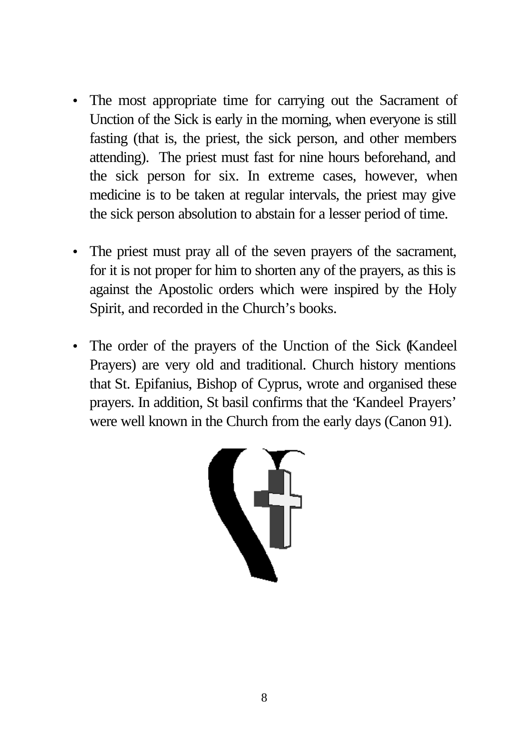- The most appropriate time for carrying out the Sacrament of Unction of the Sick is early in the morning, when everyone is still fasting (that is, the priest, the sick person, and other members attending). The priest must fast for nine hours beforehand, and the sick person for six. In extreme cases, however, when medicine is to be taken at regular intervals, the priest may give the sick person absolution to abstain for a lesser period of time.

- The priest must pray all of the seven prayers of the sacrament, for it is not proper for him to shorten any of the prayers, as this is against the Apostolic orders which were inspired by the Holy Spirit, and recorded in the Church's books.

- The order of the prayers of the Unction of the Sick (Kandeel Prayers) are very old and traditional. Church history mentions that St. Epifanius, Bishop of Cyprus, wrote and organised these prayers. In addition, St basil confirms that the 'Kandeel Prayers' were well known in the Church from the early days (Canon 91).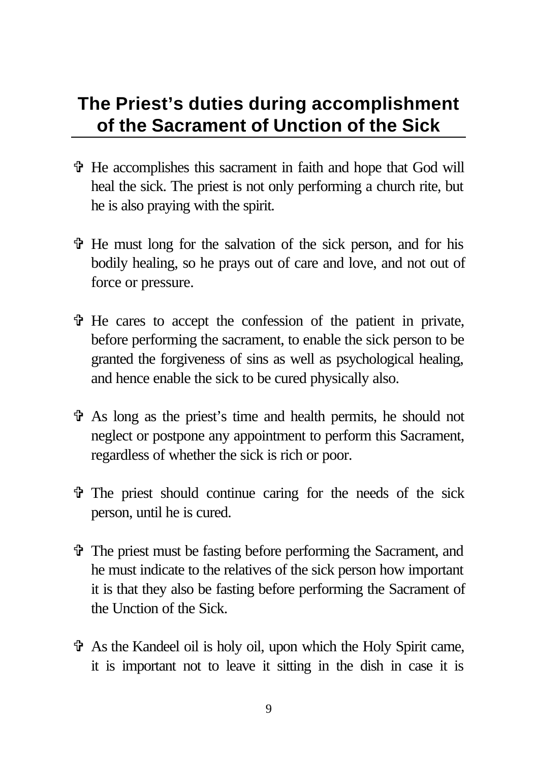## The Priest's duties during accomplishment of the Sacrament of Unction of the Sick

- ✞ He accomplishes this sacrament in faith and hope that God will heal the sick. The priest is not only performing a church rite, but he is also praying with the spirit.

- ✞ He must long for the salvation of the sick person, and for his bodily healing, so he prays out of care and love, and not out of force or pressure.

- ✞ He cares to accept the confession of the patient in private, before performing the sacrament, to enable the sick person to be granted the forgiveness of sins as well as psychological healing, and hence enable the sick to be cured physically also.

- ✞ As long as the priest's time and health permits, he should not neglect or postpone any appointment to perform this Sacrament, regardless of whether the sick is rich or poor.

- ✞ The priest should continue caring for the needs of the sick person, until he is cured.

- ✞ The priest must be fasting before performing the Sacrament, and he must indicate to the relatives of the sick person how important it is that they also be fasting before performing the Sacrament of the Unction of the Sick.

- ✞ As the Kandeel oil is holy oil, upon which the Holy Spirit came, it is important not to leave it sitting in the dish in case it is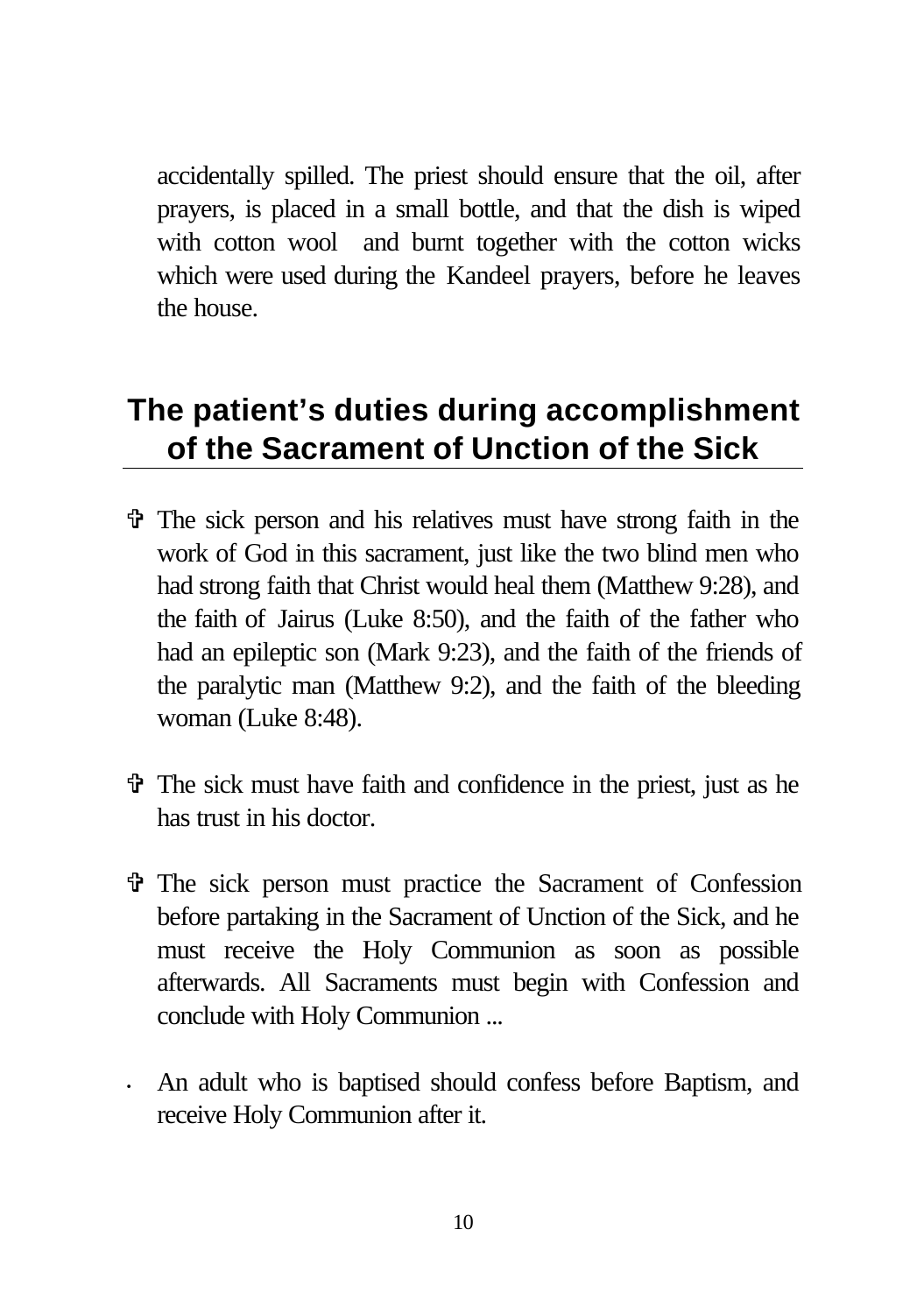accidentally spilled. The priest should ensure that the oil, after prayers, is placed in a small bottle, and that the dish is wiped with cotton wool and burnt together with the cotton wicks which were used during the Kandeel prayers, before he leaves the house.

## The patient's duties during accomplishment of the Sacrament of Unction of the Sick

- ✞ The sick person and his relatives must have strong faith in the work of God in this sacrament, just like the two blind men who had strong faith that Christ would heal them (Matthew 9:28), and the faith of Jairus (Luke 8:50), and the faith of the father who had an epileptic son (Mark 9:23), and the faith of the friends of the paralytic man (Matthew 9:2), and the faith of the bleeding woman (Luke 8:48).

- ✞ The sick must have faith and confidence in the priest, just as he has trust in his doctor.

- ✞ The sick person must practice the Sacrament of Confession before partaking in the Sacrament of Unction of the Sick, and he must receive the Holy Communion as soon as possible afterwards. All Sacraments must begin with Confession and conclude with Holy Communion ...

- An adult who is baptised should confess before Baptism, and receive Holy Communion after it.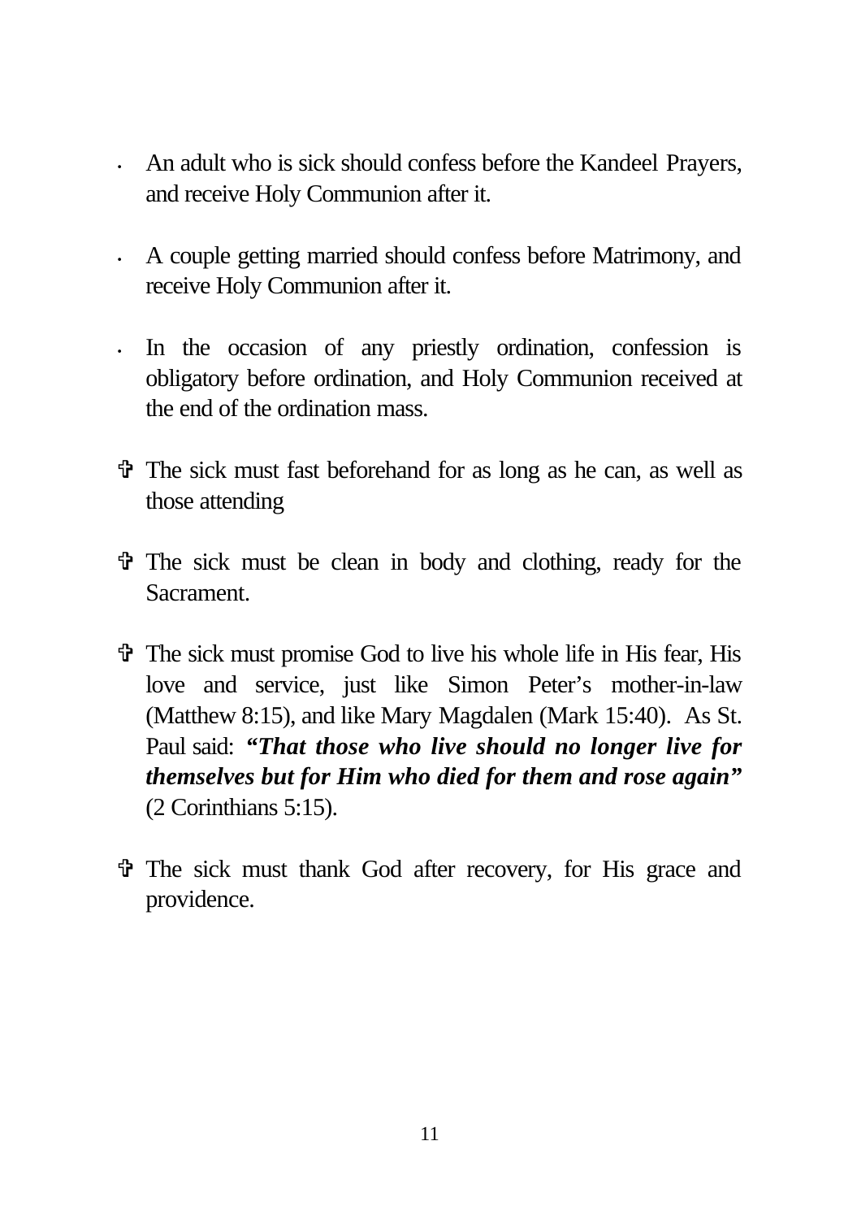- An adult who is sick should confess before the Kandeel Prayers, and receive Holy Communion after it.

- A couple getting married should confess before Matrimony, and receive Holy Communion after it.

- In the occasion of any priestly ordination, confession is obligatory before ordination, and Holy Communion received at the end of the ordination mass.

✞ The sick must fast beforehand for as long as he can, as well as those attending

✞ The sick must be clean in body and clothing, ready for the Sacrament.

✞ The sick must promise God to live his whole life in His fear, His love and service, just like Simon Peter's mother-in-law (Matthew 8:15), and like Mary Magdalen (Mark 15:40). As St. Paul said: ***"That those who live should no longer live for themselves but for Him who died for them and rose again"*** (2 Corinthians 5:15).

✞ The sick must thank God after recovery, for His grace and providence.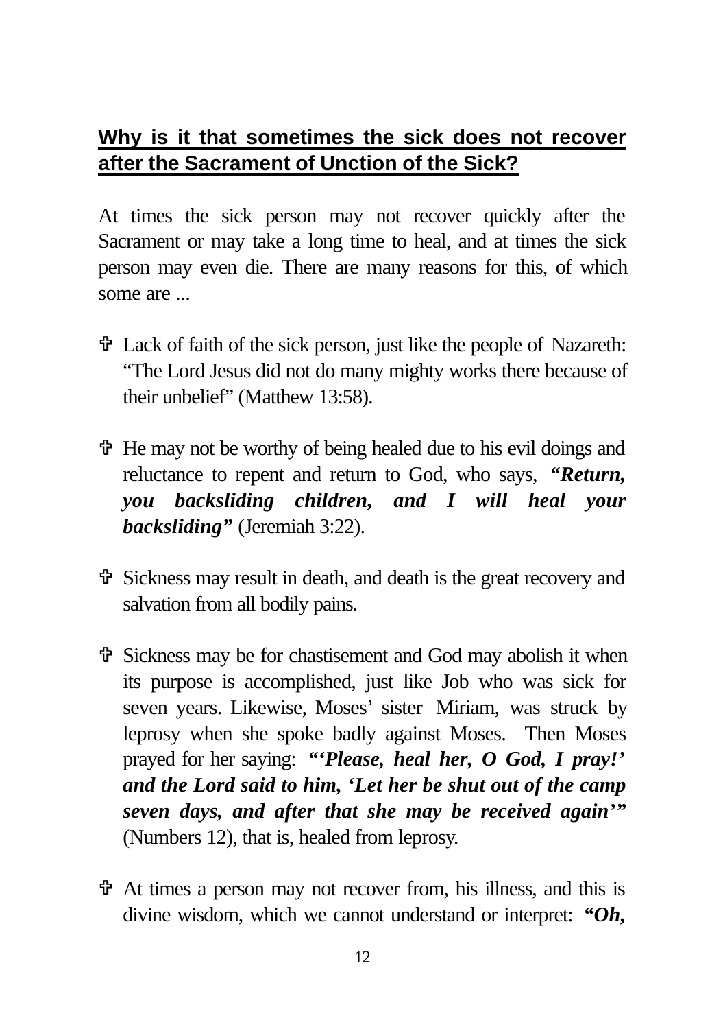## **Why is it that sometimes the sick does not recover after the Sacrament of Unction of the Sick?**

At times the sick person may not recover quickly after the Sacrament or may take a long time to heal, and at times the sick person may even die. There are many reasons for this, of which some are ...

- Lack of faith of the sick person, just like the people of Nazareth: "The Lord Jesus did not do many mighty works there because of their unbelief" (Matthew 13:58).

- He may not be worthy of being healed due to his evil doings and reluctance to repent and return to God, who says, ***"Return, you backsliding children, and I will heal your backsliding"*** (Jeremiah 3:22).

- Sickness may result in death, and death is the great recovery and salvation from all bodily pains.

- Sickness may be for chastisement and God may abolish it when its purpose is accomplished, just like Job who was sick for seven years. Likewise, Moses' sister Miriam, was struck by leprosy when she spoke badly against Moses. Then Moses prayed for her saying: ***"'Please, heal her, O God, I pray!' and the Lord said to him, 'Let her be shut out of the camp seven days, and after that she may be received again'"*** (Numbers 12), that is, healed from leprosy.

- At times a person may not recover from, his illness, and this is divine wisdom, which we cannot understand or interpret: ***"Oh,***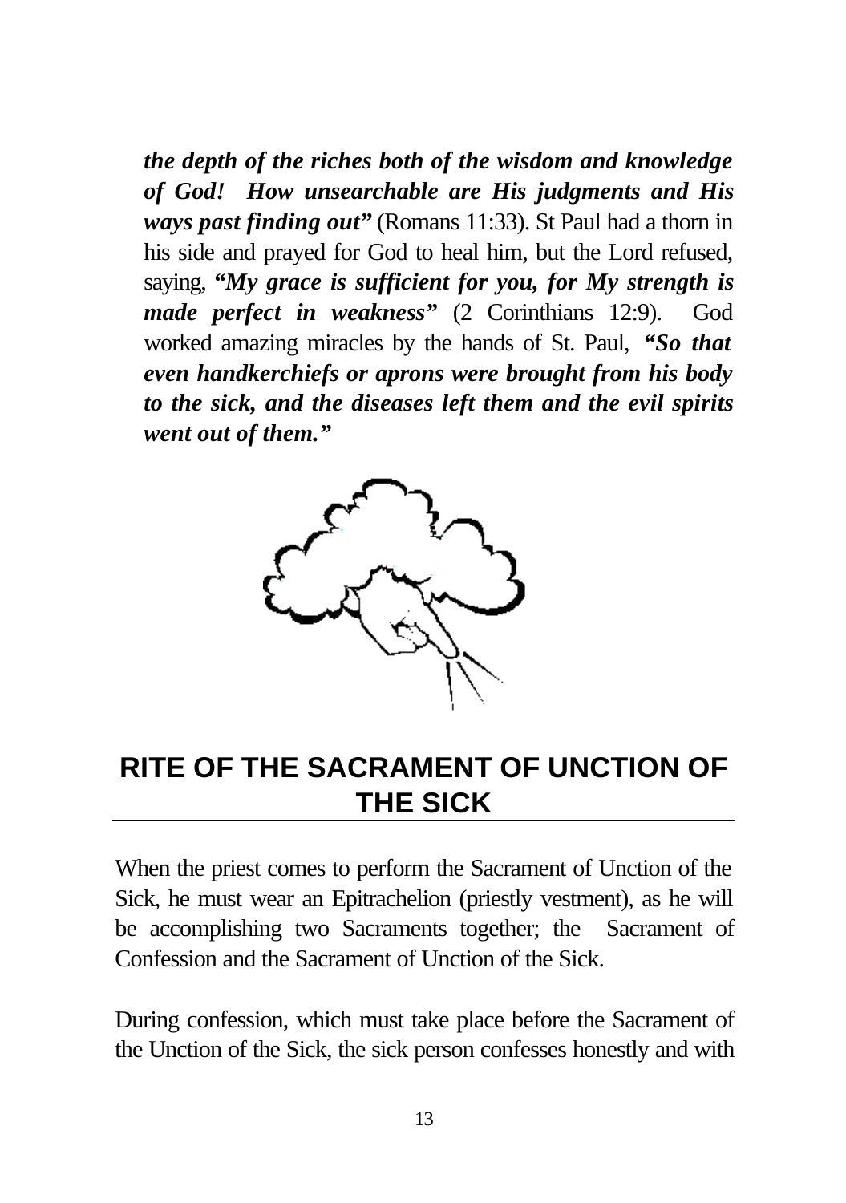***the depth of the riches both of the wisdom and knowledge of God! How unsearchable are His judgments and His ways past finding out"*** (Romans 11:33). St Paul had a thorn in his side and prayed for God to heal him, but the Lord refused, saying, ***"My grace is sufficient for you, for My strength is made perfect in weakness"*** (2 Corinthians 12:9). God worked amazing miracles by the hands of St. Paul, ***"So that even handkerchiefs or aprons were brought from his body to the sick, and the diseases left them and the evil spirits went out of them."***

## RITE OF THE SACRAMENT OF UNCTION OF THE SICK

When the priest comes to perform the Sacrament of Unction of the Sick, he must wear an Epitrachelion (priestly vestment), as he will be accomplishing two Sacraments together; the Sacrament of Confession and the Sacrament of Unction of the Sick.

During confession, which must take place before the Sacrament of the Unction of the Sick, the sick person confesses honestly and with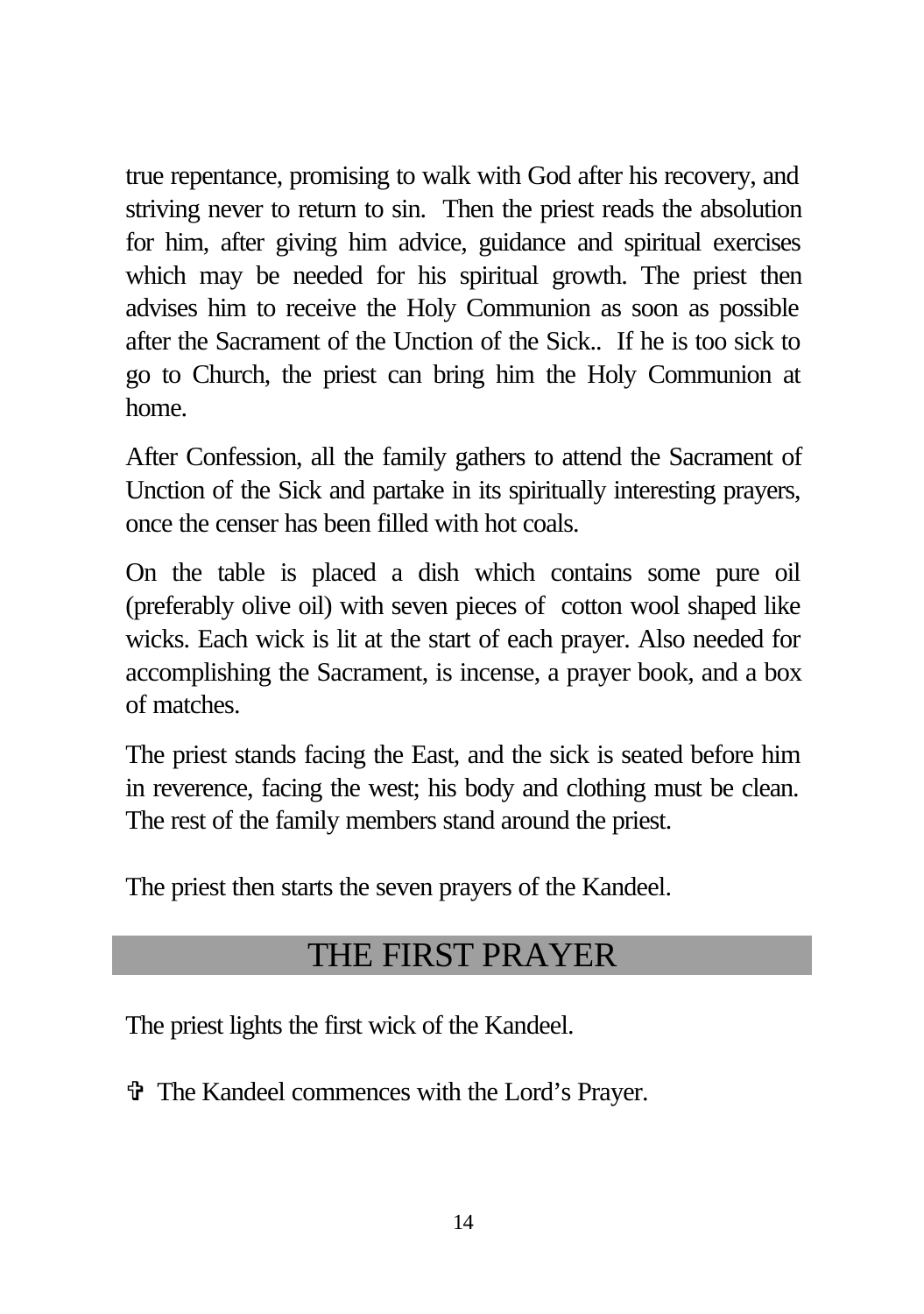true repentance, promising to walk with God after his recovery, and striving never to return to sin. Then the priest reads the absolution for him, after giving him advice, guidance and spiritual exercises which may be needed for his spiritual growth. The priest then advises him to receive the Holy Communion as soon as possible after the Sacrament of the Unction of the Sick.. If he is too sick to go to Church, the priest can bring him the Holy Communion at home.

After Confession, all the family gathers to attend the Sacrament of Unction of the Sick and partake in its spiritually interesting prayers, once the censer has been filled with hot coals.

On the table is placed a dish which contains some pure oil (preferably olive oil) with seven pieces of cotton wool shaped like wicks. Each wick is lit at the start of each prayer. Also needed for accomplishing the Sacrament, is incense, a prayer book, and a box of matches.

The priest stands facing the East, and the sick is seated before him in reverence, facing the west; his body and clothing must be clean. The rest of the family members stand around the priest.

The priest then starts the seven prayers of the Kandeel.

## THE FIRST PRAYER

The priest lights the first wick of the Kandeel.

✞ The Kandeel commences with the Lord's Prayer.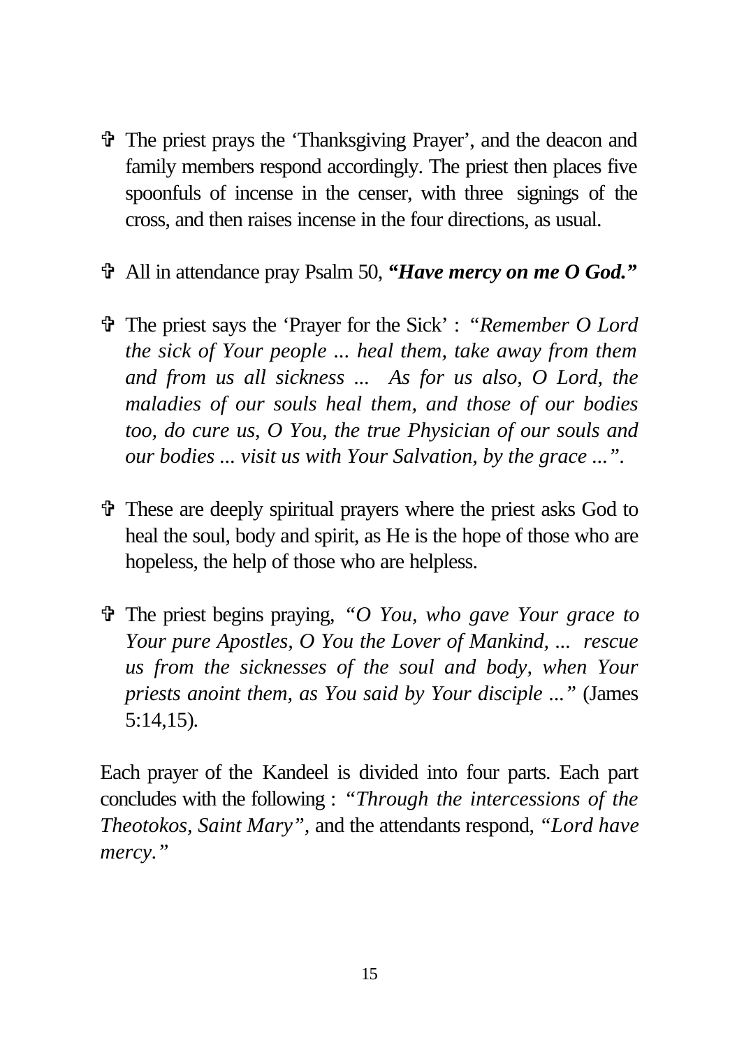- ✞ The priest prays the 'Thanksgiving Prayer', and the deacon and family members respond accordingly. The priest then places five spoonfuls of incense in the censer, with three signings of the cross, and then raises incense in the four directions, as usual.

- ✞ All in attendance pray Psalm 50, ***"Have mercy on me O God."***

- ✞ The priest says the 'Prayer for the Sick' : *"Remember O Lord the sick of Your people ... heal them, take away from them and from us all sickness ... As for us also, O Lord, the maladies of our souls heal them, and those of our bodies too, do cure us, O You, the true Physician of our souls and our bodies ... visit us with Your Salvation, by the grace ...".*

- ✞ These are deeply spiritual prayers where the priest asks God to heal the soul, body and spirit, as He is the hope of those who are hopeless, the help of those who are helpless.

- ✞ The priest begins praying, *"O You, who gave Your grace to Your pure Apostles, O You the Lover of Mankind, ... rescue us from the sicknesses of the soul and body, when Your priests anoint them, as You said by Your disciple ..."* (James 5:14,15).

Each prayer of the Kandeel is divided into four parts. Each part concludes with the following : *"Through the intercessions of the Theotokos, Saint Mary",* and the attendants respond, *"Lord have mercy."*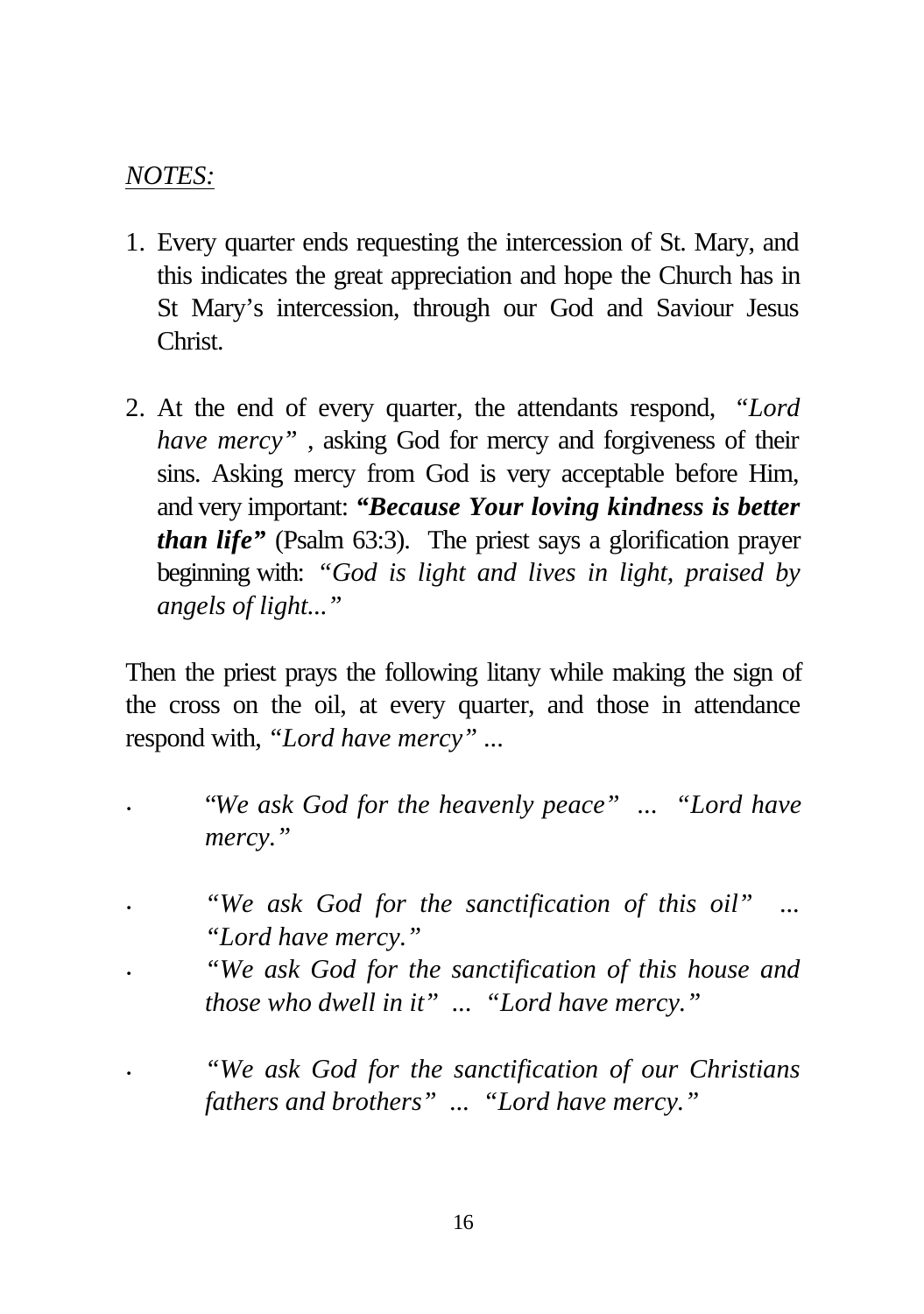*NOTES:*

1. Every quarter ends requesting the intercession of St. Mary, and this indicates the great appreciation and hope the Church has in St Mary's intercession, through our God and Saviour Jesus Christ.

2. At the end of every quarter, the attendants respond, *"Lord have mercy"* , asking God for mercy and forgiveness of their sins. Asking mercy from God is very acceptable before Him, and very important: ***"Because Your loving kindness is better than life"*** (Psalm 63:3). The priest says a glorification prayer beginning with: *"God is light and lives in light, praised by angels of light..."*

Then the priest prays the following litany while making the sign of the cross on the oil, at every quarter, and those in attendance respond with, *"Lord have mercy" ...*

- *"We ask God for the heavenly peace" ... "Lord have mercy."*
- *"We ask God for the sanctification of this oil" ... "Lord have mercy."*
- *"We ask God for the sanctification of this house and those who dwell in it" ... "Lord have mercy."*
- *"We ask God for the sanctification of our Christians fathers and brothers" ... "Lord have mercy."*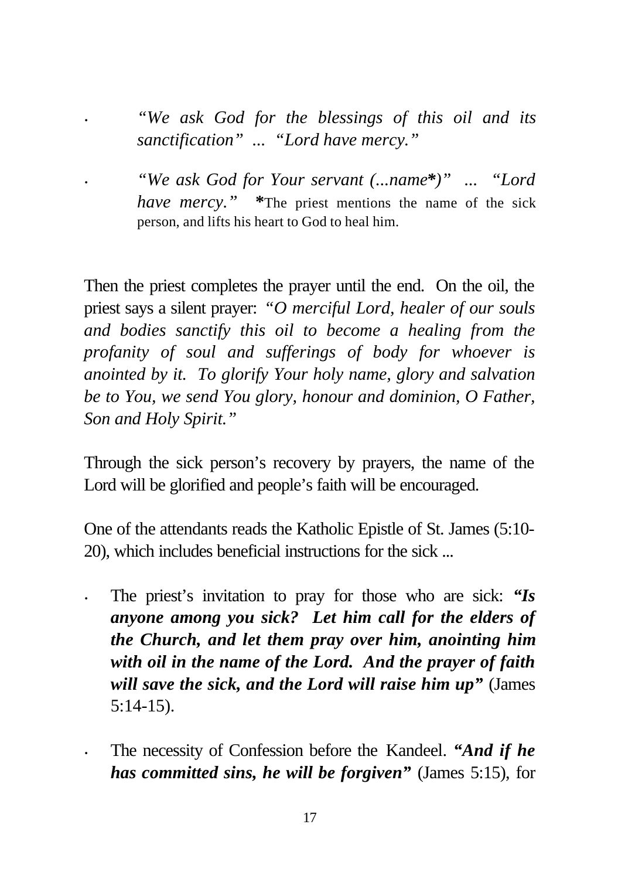- *"We ask God for the blessings of this oil and its sanctification" ... "Lord have mercy."*
- *"We ask God for Your servant (...name****)" ... "Lord have mercy."* ***The priest mentions the name of the sick person, and lifts his heart to God to heal him.

Then the priest completes the prayer until the end. On the oil, the priest says a silent prayer: *"O merciful Lord, healer of our souls and bodies sanctify this oil to become a healing from the profanity of soul and sufferings of body for whoever is anointed by it. To glorify Your holy name, glory and salvation be to You, we send You glory, honour and dominion, O Father, Son and Holy Spirit."*

Through the sick person's recovery by prayers, the name of the Lord will be glorified and people's faith will be encouraged.

One of the attendants reads the Katholic Epistle of St. James (5:10-20), which includes beneficial instructions for the sick ...

- The priest's invitation to pray for those who are sick: ***"Is anyone among you sick? Let him call for the elders of the Church, and let them pray over him, anointing him with oil in the name of the Lord. And the prayer of faith will save the sick, and the Lord will raise him up"*** (James 5:14-15).
- The necessity of Confession before the Kandeel. ***"And if he has committed sins, he will be forgiven"*** (James 5:15), for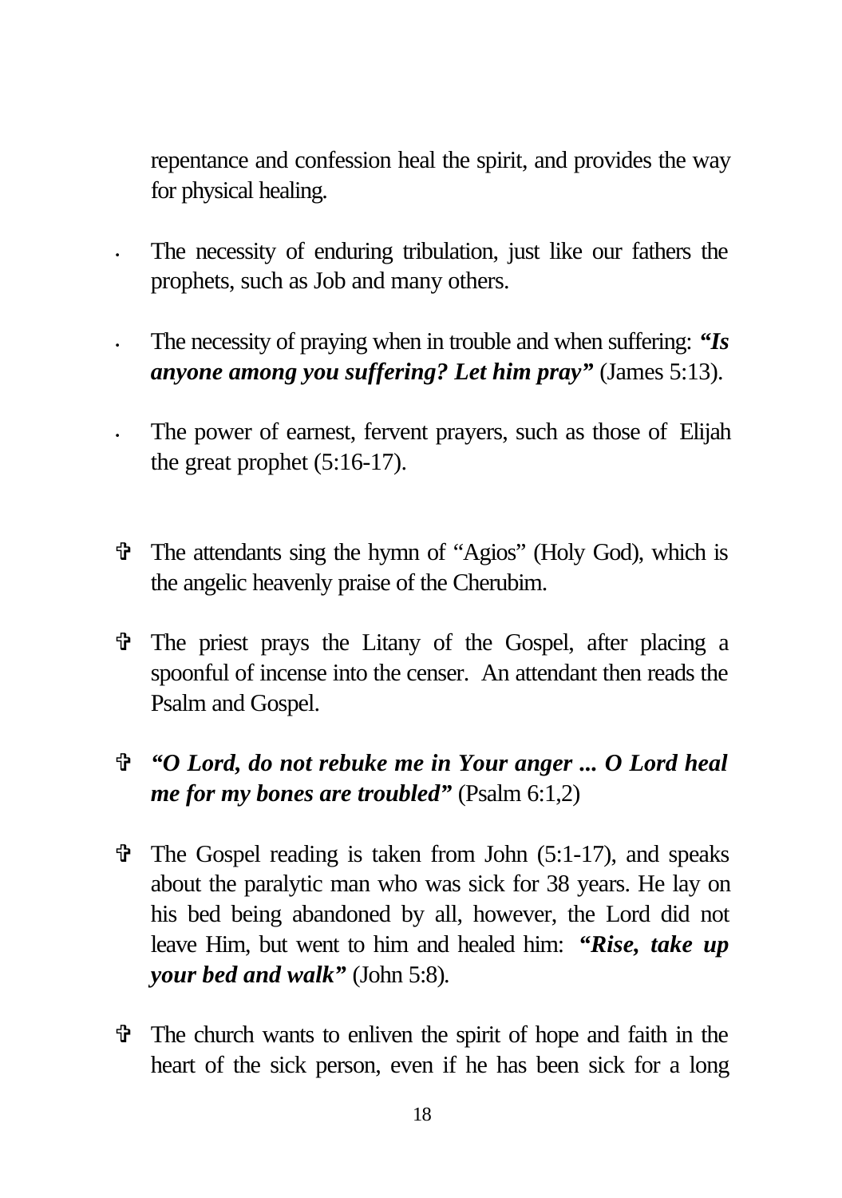repentance and confession heal the spirit, and provides the way for physical healing.

- The necessity of enduring tribulation, just like our fathers the prophets, such as Job and many others.

- The necessity of praying when in trouble and when suffering: ***"Is anyone among you suffering? Let him pray"*** (James 5:13).

- The power of earnest, fervent prayers, such as those of Elijah the great prophet (5:16-17).

✞ The attendants sing the hymn of "Agios" (Holy God), which is the angelic heavenly praise of the Cherubim.

✞ The priest prays the Litany of the Gospel, after placing a spoonful of incense into the censer. An attendant then reads the Psalm and Gospel.

✞ ***"O Lord, do not rebuke me in Your anger ... O Lord heal me for my bones are troubled"*** (Psalm 6:1,2)

✞ The Gospel reading is taken from John (5:1-17), and speaks about the paralytic man who was sick for 38 years. He lay on his bed being abandoned by all, however, the Lord did not leave Him, but went to him and healed him: ***"Rise, take up your bed and walk"*** (John 5:8).

✞ The church wants to enliven the spirit of hope and faith in the heart of the sick person, even if he has been sick for a long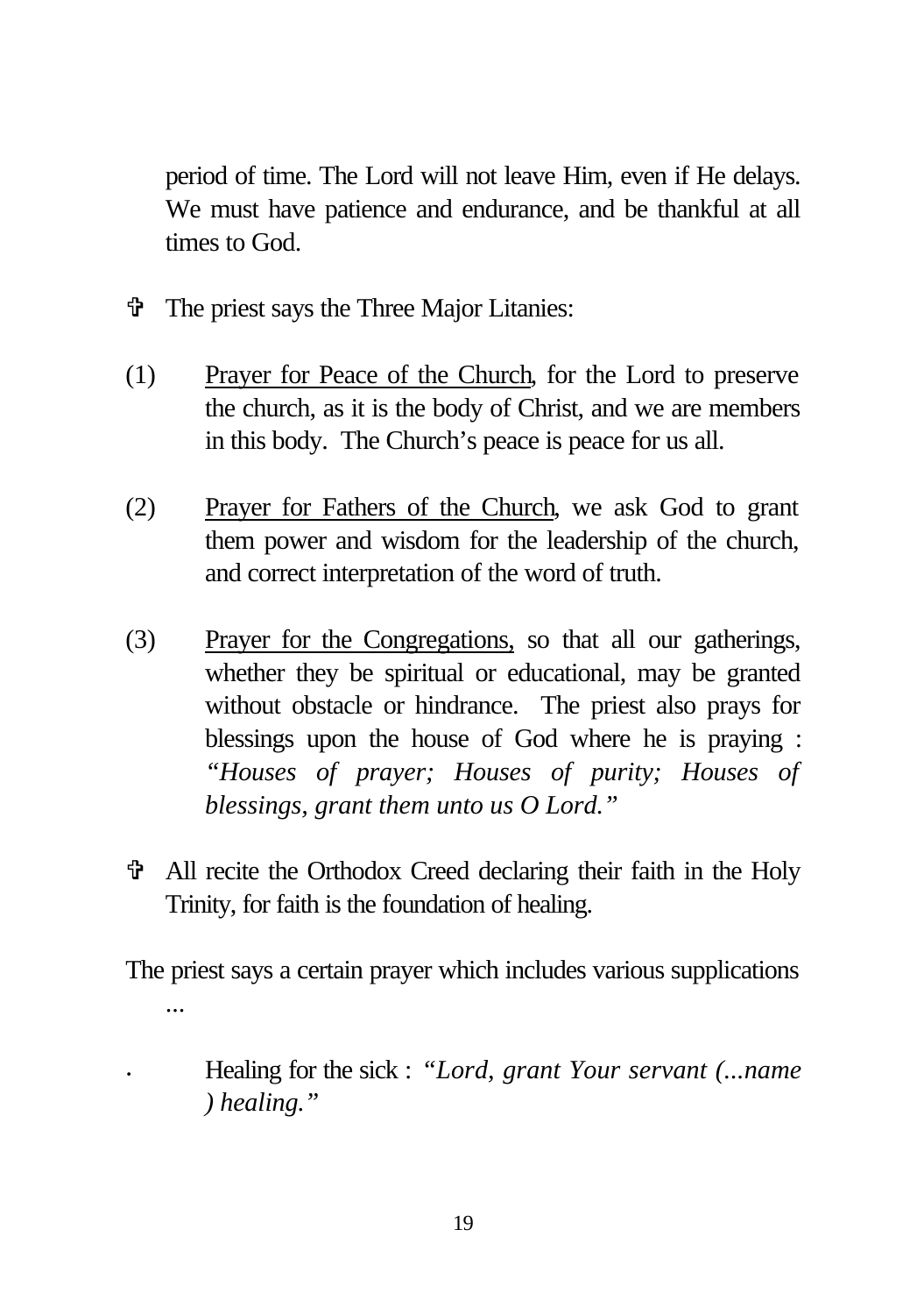period of time. The Lord will not leave Him, even if He delays. We must have patience and endurance, and be thankful at all times to God.

✞ The priest says the Three Major Litanies:

(1) <u>Prayer for Peace of the Church</u>, for the Lord to preserve the church, as it is the body of Christ, and we are members in this body. The Church's peace is peace for us all.

(2) <u>Prayer for Fathers of the Church</u>, we ask God to grant them power and wisdom for the leadership of the church, and correct interpretation of the word of truth.

(3) <u>Prayer for the Congregations,</u> so that all our gatherings, whether they be spiritual or educational, may be granted without obstacle or hindrance. The priest also prays for blessings upon the house of God where he is praying : *"Houses of prayer; Houses of purity; Houses of blessings, grant them unto us O Lord."*

✞ All recite the Orthodox Creed declaring their faith in the Holy Trinity, for faith is the foundation of healing.

The priest says a certain prayer which includes various supplications ...

- Healing for the sick : *"Lord, grant Your servant (...name ) healing."*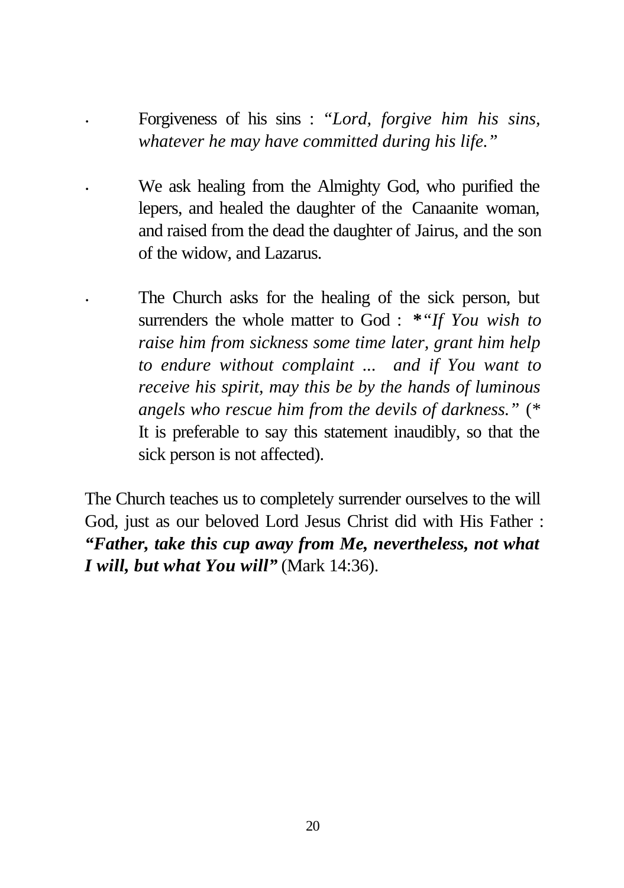- Forgiveness of his sins : *"Lord, forgive him his sins, whatever he may have committed during his life."*

- We ask healing from the Almighty God, who purified the lepers, and healed the daughter of the Canaanite woman, and raised from the dead the daughter of Jairus, and the son of the widow, and Lazarus.

- The Church asks for the healing of the sick person, but surrenders the whole matter to God : ***"If You wish to raise him from sickness some time later, grant him help to endure without complaint ... and if You want to receive his spirit, may this be by the hands of luminous angels who rescue him from the devils of darkness."*** (* It is preferable to say this statement inaudibly, so that the sick person is not affected).

The Church teaches us to completely surrender ourselves to the will God, just as our beloved Lord Jesus Christ did with His Father : ***"Father, take this cup away from Me, nevertheless, not what I will, but what You will"*** (Mark 14:36).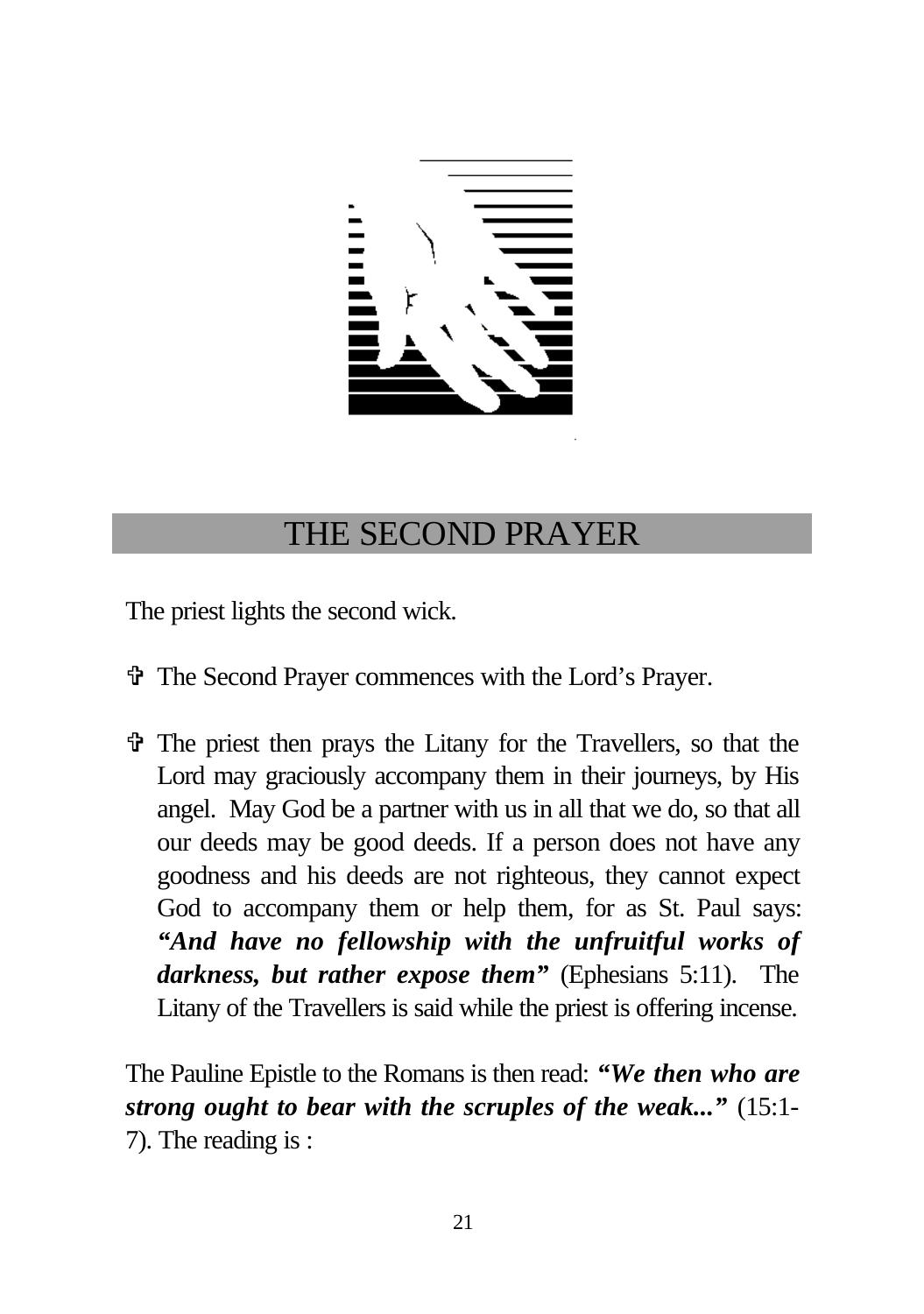# THE SECOND PRAYER

The priest lights the second wick.

- ✞ The Second Prayer commences with the Lord's Prayer.

- ✞ The priest then prays the Litany for the Travellers, so that the Lord may graciously accompany them in their journeys, by His angel. May God be a partner with us in all that we do, so that all our deeds may be good deeds. If a person does not have any goodness and his deeds are not righteous, they cannot expect God to accompany them or help them, for as St. Paul says: ***"And have no fellowship with the unfruitful works of darkness, but rather expose them"*** (Ephesians 5:11). The Litany of the Travellers is said while the priest is offering incense.

The Pauline Epistle to the Romans is then read: ***"We then who are strong ought to bear with the scruples of the weak..."*** (15:1-7). The reading is :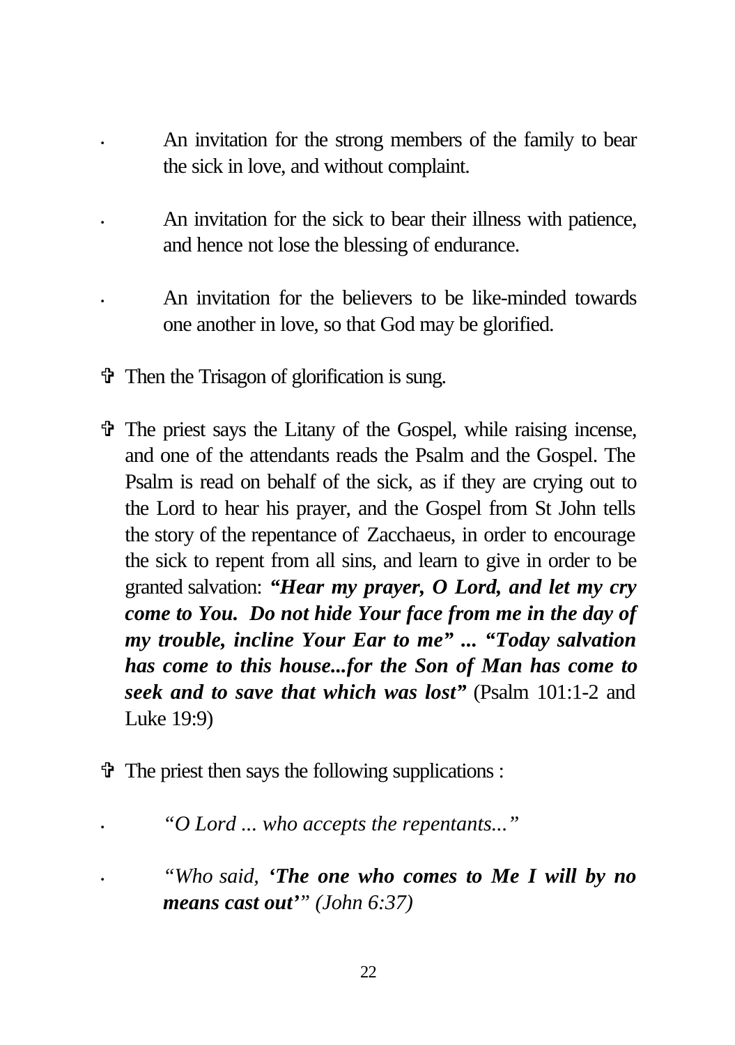- An invitation for the strong members of the family to bear the sick in love, and without complaint.

- An invitation for the sick to bear their illness with patience, and hence not lose the blessing of endurance.

- An invitation for the believers to be like-minded towards one another in love, so that God may be glorified.

✞ Then the Trisagon of glorification is sung.

✞ The priest says the Litany of the Gospel, while raising incense, and one of the attendants reads the Psalm and the Gospel. The Psalm is read on behalf of the sick, as if they are crying out to the Lord to hear his prayer, and the Gospel from St John tells the story of the repentance of Zacchaeus, in order to encourage the sick to repent from all sins, and learn to give in order to be granted salvation: ***"Hear my prayer, O Lord, and let my cry come to You. Do not hide Your face from me in the day of my trouble, incline Your Ear to me" ... "Today salvation has come to this house...for the Son of Man has come to seek and to save that which was lost"*** (Psalm 101:1-2 and Luke 19:9)

✞ The priest then says the following supplications :

- *"O Lord ... who accepts the repentants..."*

- *"Who said, **'The one who comes to Me I will by no means cast out'**" (John 6:37)*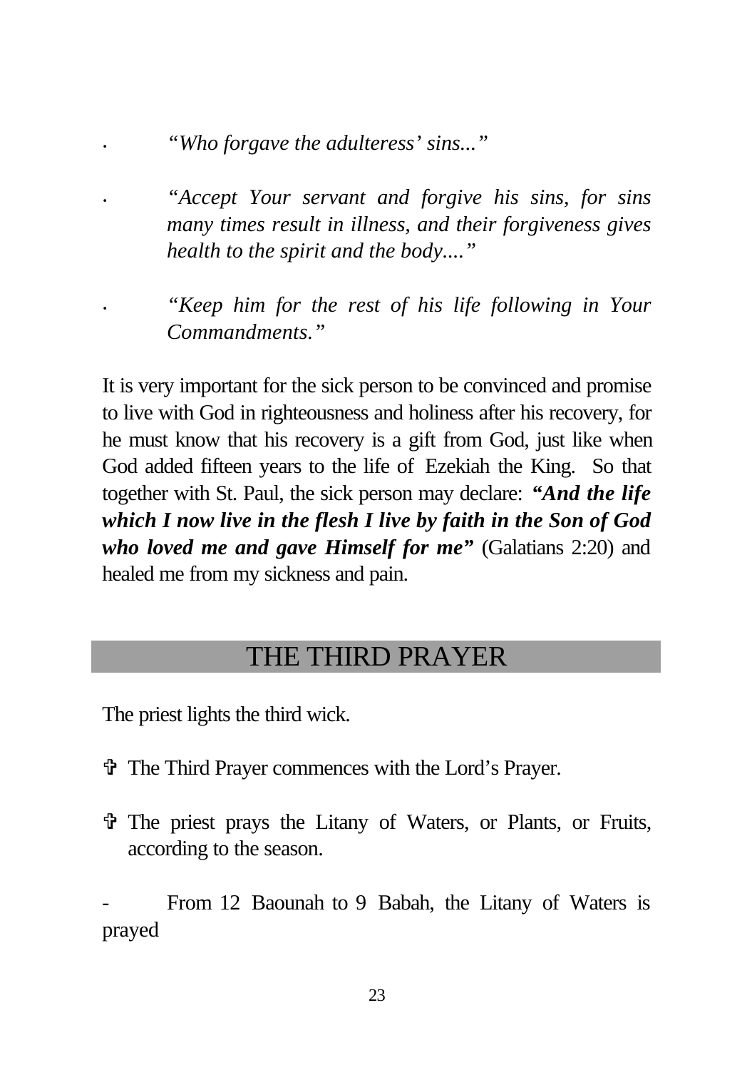- *"Who forgave the adulteress' sins..."*

- *"Accept Your servant and forgive his sins, for sins many times result in illness, and their forgiveness gives health to the spirit and the body...."*

- *"Keep him for the rest of his life following in Your Commandments."*

It is very important for the sick person to be convinced and promise to live with God in righteousness and holiness after his recovery, for he must know that his recovery is a gift from God, just like when God added fifteen years to the life of Ezekiah the King. So that together with St. Paul, the sick person may declare: ***"And the life which I now live in the flesh I live by faith in the Son of God who loved me and gave Himself for me"*** (Galatians 2:20) and healed me from my sickness and pain.

## THE THIRD PRAYER

The priest lights the third wick.

✞ The Third Prayer commences with the Lord's Prayer.

✞ The priest prays the Litany of Waters, or Plants, or Fruits, according to the season.

- From 12 Baounah to 9 Babah, the Litany of Waters is prayed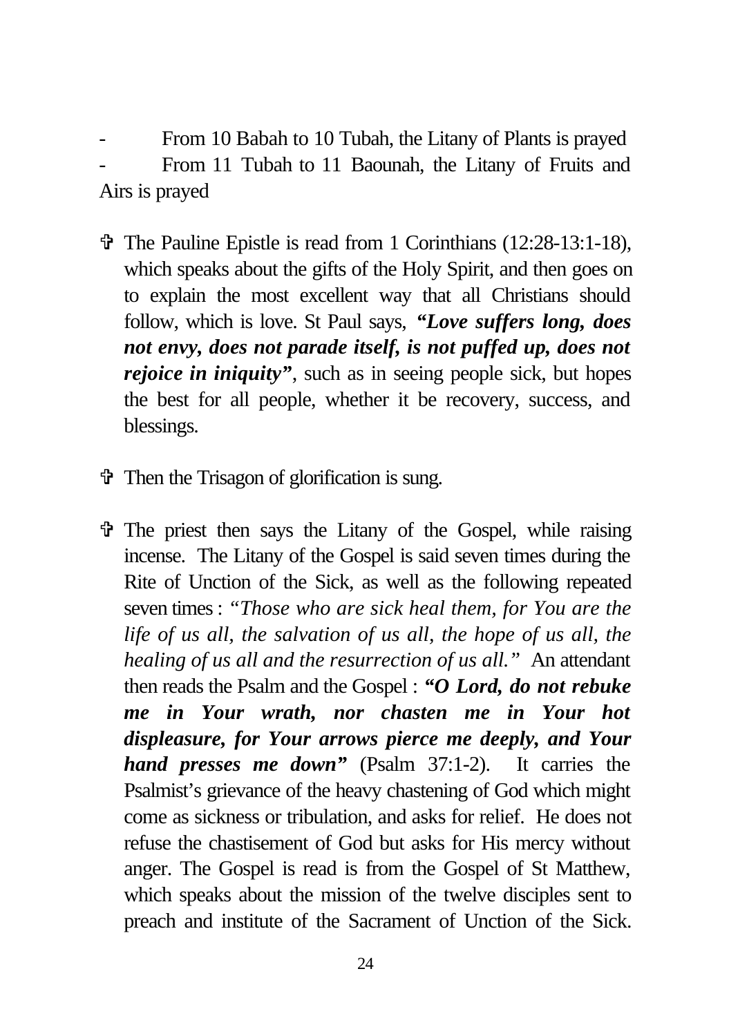- From 10 Babah to 10 Tubah, the Litany of Plants is prayed
- From 11 Tubah to 11 Baounah, the Litany of Fruits and Airs is prayed

✞ The Pauline Epistle is read from 1 Corinthians (12:28-13:1-18), which speaks about the gifts of the Holy Spirit, and then goes on to explain the most excellent way that all Christians should follow, which is love. St Paul says, ***"Love suffers long, does not envy, does not parade itself, is not puffed up, does not rejoice in iniquity"***, such as in seeing people sick, but hopes the best for all people, whether it be recovery, success, and blessings.

✞ Then the Trisagon of glorification is sung.

✞ The priest then says the Litany of the Gospel, while raising incense. The Litany of the Gospel is said seven times during the Rite of Unction of the Sick, as well as the following repeated seven times : *"Those who are sick heal them, for You are the life of us all, the salvation of us all, the hope of us all, the healing of us all and the resurrection of us all."* An attendant then reads the Psalm and the Gospel : ***"O Lord, do not rebuke me in Your wrath, nor chasten me in Your hot displeasure, for Your arrows pierce me deeply, and Your hand presses me down"*** (Psalm 37:1-2). It carries the Psalmist's grievance of the heavy chastening of God which might come as sickness or tribulation, and asks for relief. He does not refuse the chastisement of God but asks for His mercy without anger. The Gospel is read is from the Gospel of St Matthew, which speaks about the mission of the twelve disciples sent to preach and institute of the Sacrament of Unction of the Sick.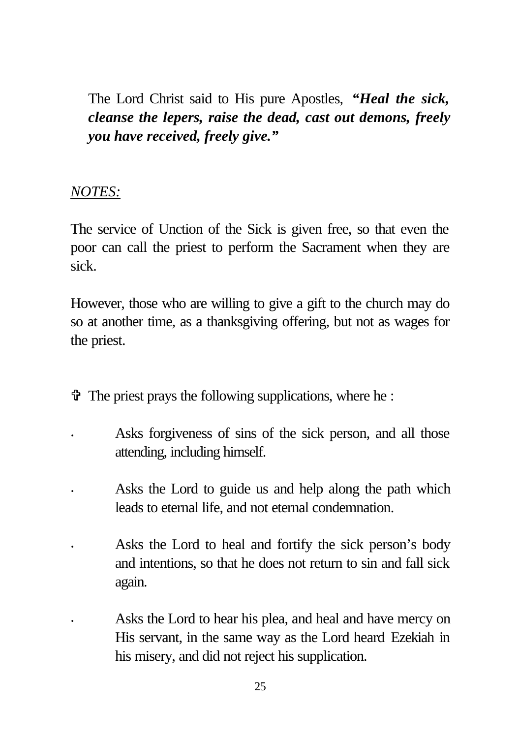The Lord Christ said to His pure Apostles, ***"Heal the sick, cleanse the lepers, raise the dead, cast out demons, freely you have received, freely give."***

*NOTES:*

The service of Unction of the Sick is given free, so that even the poor can call the priest to perform the Sacrament when they are sick.

However, those who are willing to give a gift to the church may do so at another time, as a thanksgiving offering, but not as wages for the priest.

✞ The priest prays the following supplications, where he :

- Asks forgiveness of sins of the sick person, and all those attending, including himself.
- Asks the Lord to guide us and help along the path which leads to eternal life, and not eternal condemnation.
- Asks the Lord to heal and fortify the sick person's body and intentions, so that he does not return to sin and fall sick again.
- Asks the Lord to hear his plea, and heal and have mercy on His servant, in the same way as the Lord heard Ezekiah in his misery, and did not reject his supplication.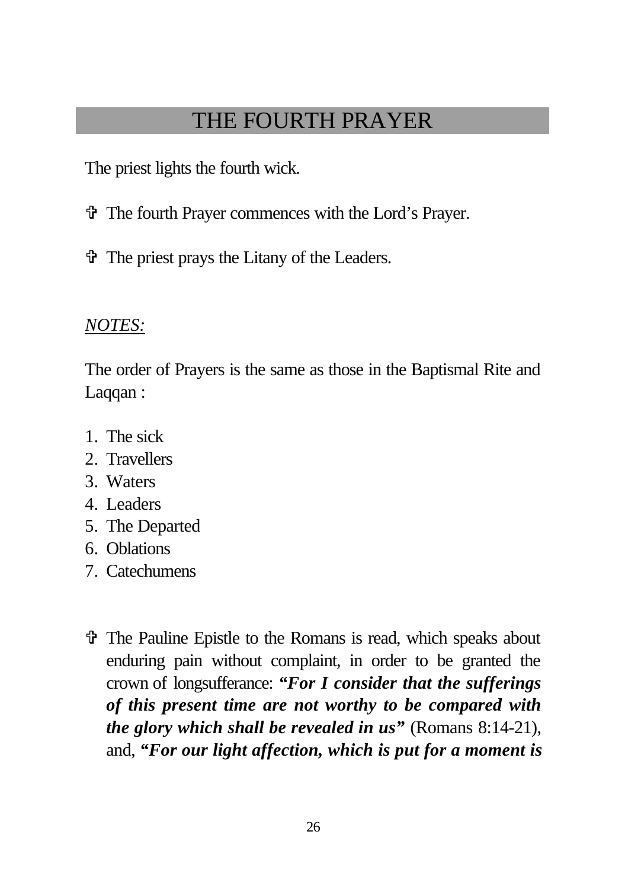# THE FOURTH PRAYER

The priest lights the fourth wick.

♱ The fourth Prayer commences with the Lord's Prayer.

♱ The priest prays the Litany of the Leaders.

<u>*NOTES:*</u>

The order of Prayers is the same as those in the Baptismal Rite and Laqqan :

1. The sick
2. Travellers
3. Waters
4. Leaders
5. The Departed
6. Oblations
7. Catechumens

♱ The Pauline Epistle to the Romans is read, which speaks about enduring pain without complaint, in order to be granted the crown of longsufferance: ***"For I consider that the sufferings of this present time are not worthy to be compared with the glory which shall be revealed in us"*** (Romans 8:14-21), and, ***"For our light affection, which is put for a moment is***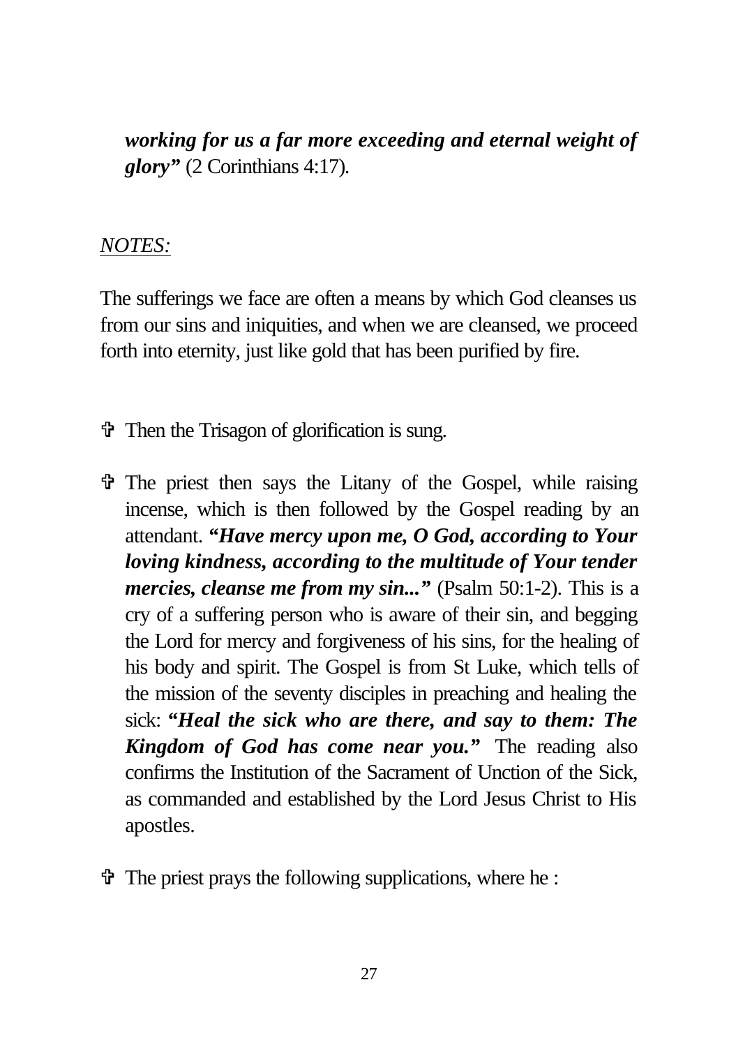***working for us a far more exceeding and eternal weight of glory"*** (2 Corinthians 4:17).

<u>*NOTES:*</u>

The sufferings we face are often a means by which God cleanses us from our sins and iniquities, and when we are cleansed, we proceed forth into eternity, just like gold that has been purified by fire.

- ✞ Then the Trisagon of glorification is sung.

- ✞ The priest then says the Litany of the Gospel, while raising incense, which is then followed by the Gospel reading by an attendant. ***"Have mercy upon me, O God, according to Your loving kindness, according to the multitude of Your tender mercies, cleanse me from my sin..."*** (Psalm 50:1-2). This is a cry of a suffering person who is aware of their sin, and begging the Lord for mercy and forgiveness of his sins, for the healing of his body and spirit. The Gospel is from St Luke, which tells of the mission of the seventy disciples in preaching and healing the sick: ***"Heal the sick who are there, and say to them: The Kingdom of God has come near you."*** The reading also confirms the Institution of the Sacrament of Unction of the Sick, as commanded and established by the Lord Jesus Christ to His apostles.

- ✞ The priest prays the following supplications, where he :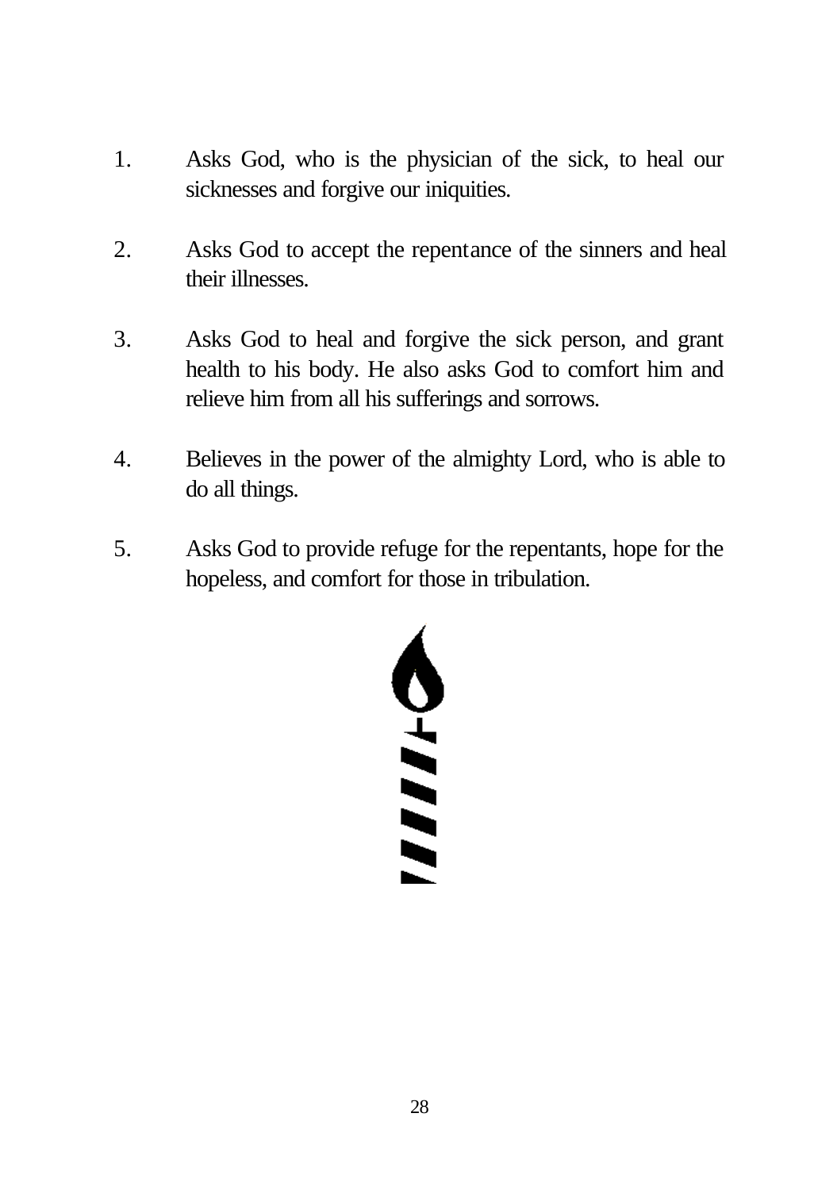1. Asks God, who is the physician of the sick, to heal our sicknesses and forgive our iniquities.

2. Asks God to accept the repentance of the sinners and heal their illnesses.

3. Asks God to heal and forgive the sick person, and grant health to his body. He also asks God to comfort him and relieve him from all his sufferings and sorrows.

4. Believes in the power of the almighty Lord, who is able to do all things.

5. Asks God to provide refuge for the repentants, hope for the hopeless, and comfort for those in tribulation.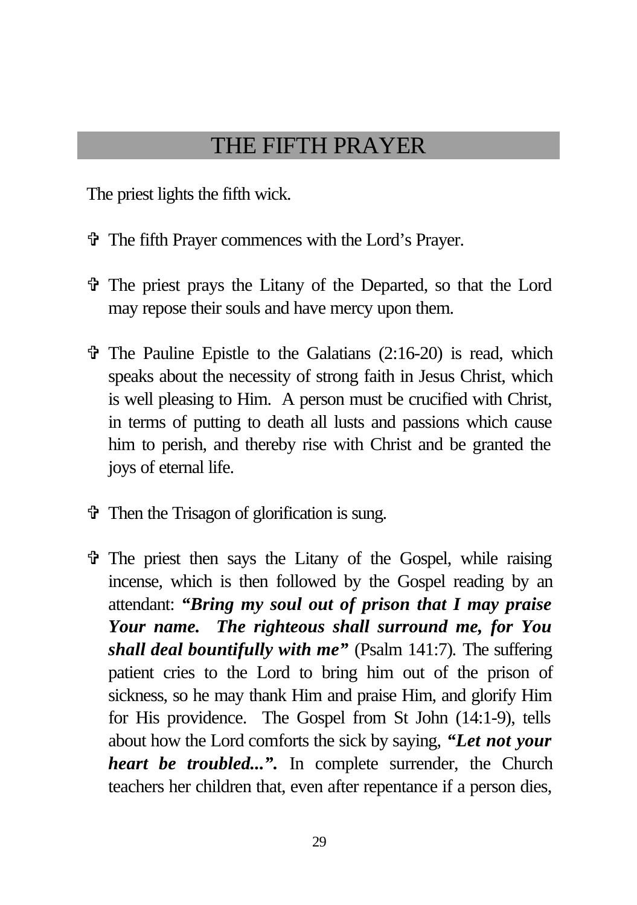# THE FIFTH PRAYER

The priest lights the fifth wick.

- ✞ The fifth Prayer commences with the Lord's Prayer.

- ✞ The priest prays the Litany of the Departed, so that the Lord may repose their souls and have mercy upon them.

- ✞ The Pauline Epistle to the Galatians (2:16-20) is read, which speaks about the necessity of strong faith in Jesus Christ, which is well pleasing to Him. A person must be crucified with Christ, in terms of putting to death all lusts and passions which cause him to perish, and thereby rise with Christ and be granted the joys of eternal life.

- ✞ Then the Trisagon of glorification is sung.

- ✞ The priest then says the Litany of the Gospel, while raising incense, which is then followed by the Gospel reading by an attendant: ***"Bring my soul out of prison that I may praise Your name. The righteous shall surround me, for You shall deal bountifully with me"*** (Psalm 141:7). The suffering patient cries to the Lord to bring him out of the prison of sickness, so he may thank Him and praise Him, and glorify Him for His providence. The Gospel from St John (14:1-9), tells about how the Lord comforts the sick by saying, ***"Let not your heart be troubled...".*** In complete surrender, the Church teachers her children that, even after repentance if a person dies,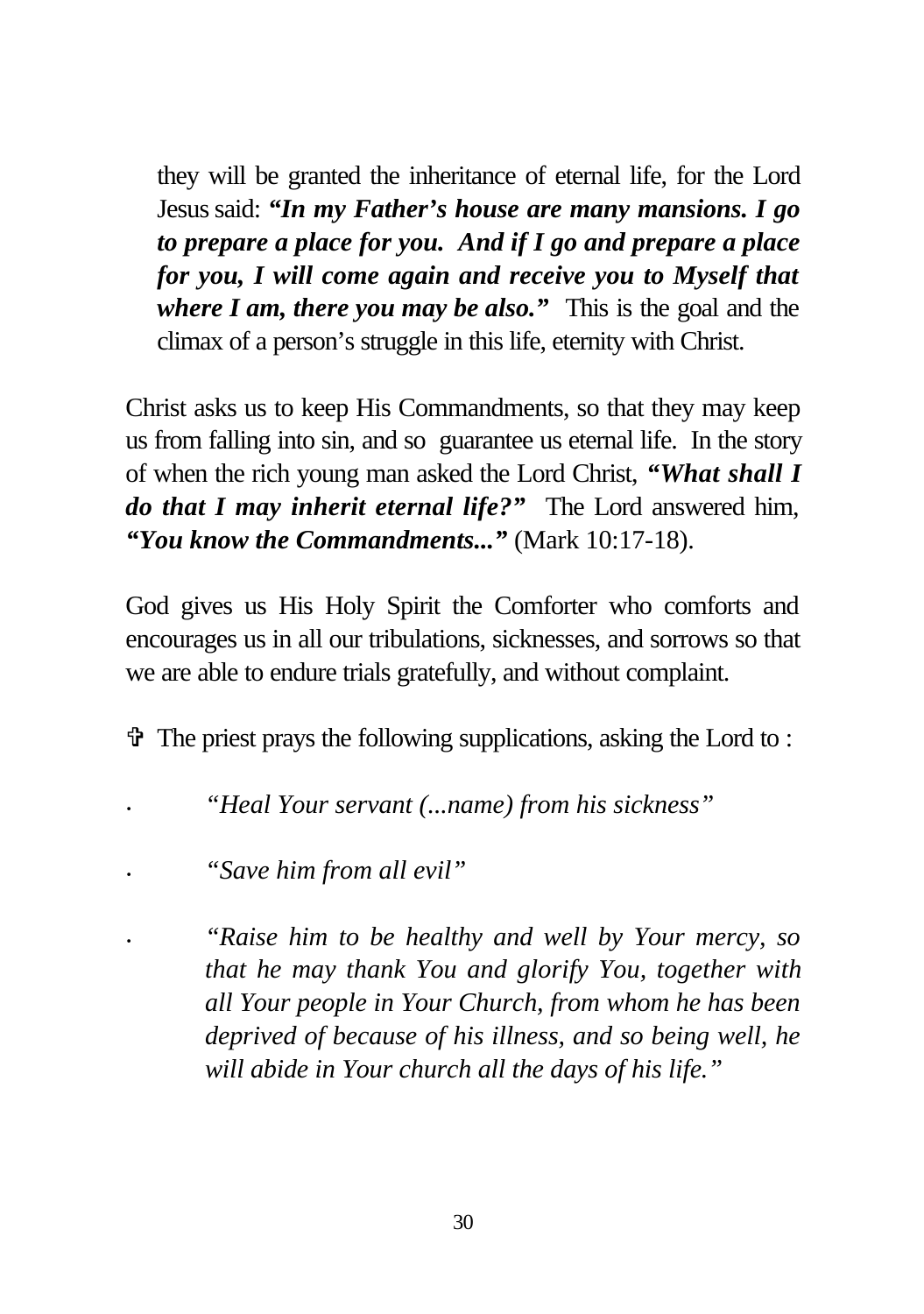they will be granted the inheritance of eternal life, for the Lord Jesus said: ***"In my Father's house are many mansions. I go to prepare a place for you. And if I go and prepare a place for you, I will come again and receive you to Myself that where I am, there you may be also."*** This is the goal and the climax of a person's struggle in this life, eternity with Christ.

Christ asks us to keep His Commandments, so that they may keep us from falling into sin, and so guarantee us eternal life. In the story of when the rich young man asked the Lord Christ, ***"What shall I do that I may inherit eternal life?"*** The Lord answered him, ***"You know the Commandments..."*** (Mark 10:17-18).

God gives us His Holy Spirit the Comforter who comforts and encourages us in all our tribulations, sicknesses, and sorrows so that we are able to endure trials gratefully, and without complaint.

✞ The priest prays the following supplications, asking the Lord to :

- *"Heal Your servant (...name) from his sickness"*
- *"Save him from all evil"*
- *"Raise him to be healthy and well by Your mercy, so that he may thank You and glorify You, together with all Your people in Your Church, from whom he has been deprived of because of his illness, and so being well, he will abide in Your church all the days of his life."*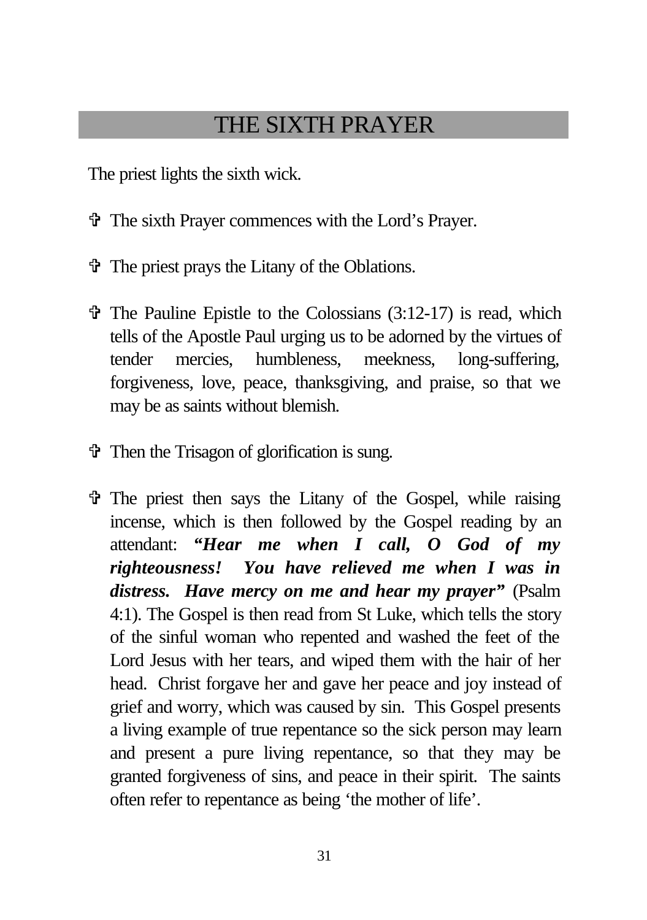# THE SIXTH PRAYER

The priest lights the sixth wick.

- ✞ The sixth Prayer commences with the Lord's Prayer.
- ✞ The priest prays the Litany of the Oblations.
- ✞ The Pauline Epistle to the Colossians (3:12-17) is read, which tells of the Apostle Paul urging us to be adorned by the virtues of tender mercies, humbleness, meekness, long-suffering, forgiveness, love, peace, thanksgiving, and praise, so that we may be as saints without blemish.
- ✞ Then the Trisagon of glorification is sung.
- ✞ The priest then says the Litany of the Gospel, while raising incense, which is then followed by the Gospel reading by an attendant: ***"Hear me when I call, O God of my righteousness! You have relieved me when I was in distress. Have mercy on me and hear my prayer"*** (Psalm 4:1). The Gospel is then read from St Luke, which tells the story of the sinful woman who repented and washed the feet of the Lord Jesus with her tears, and wiped them with the hair of her head. Christ forgave her and gave her peace and joy instead of grief and worry, which was caused by sin. This Gospel presents a living example of true repentance so the sick person may learn and present a pure living repentance, so that they may be granted forgiveness of sins, and peace in their spirit. The saints often refer to repentance as being 'the mother of life'.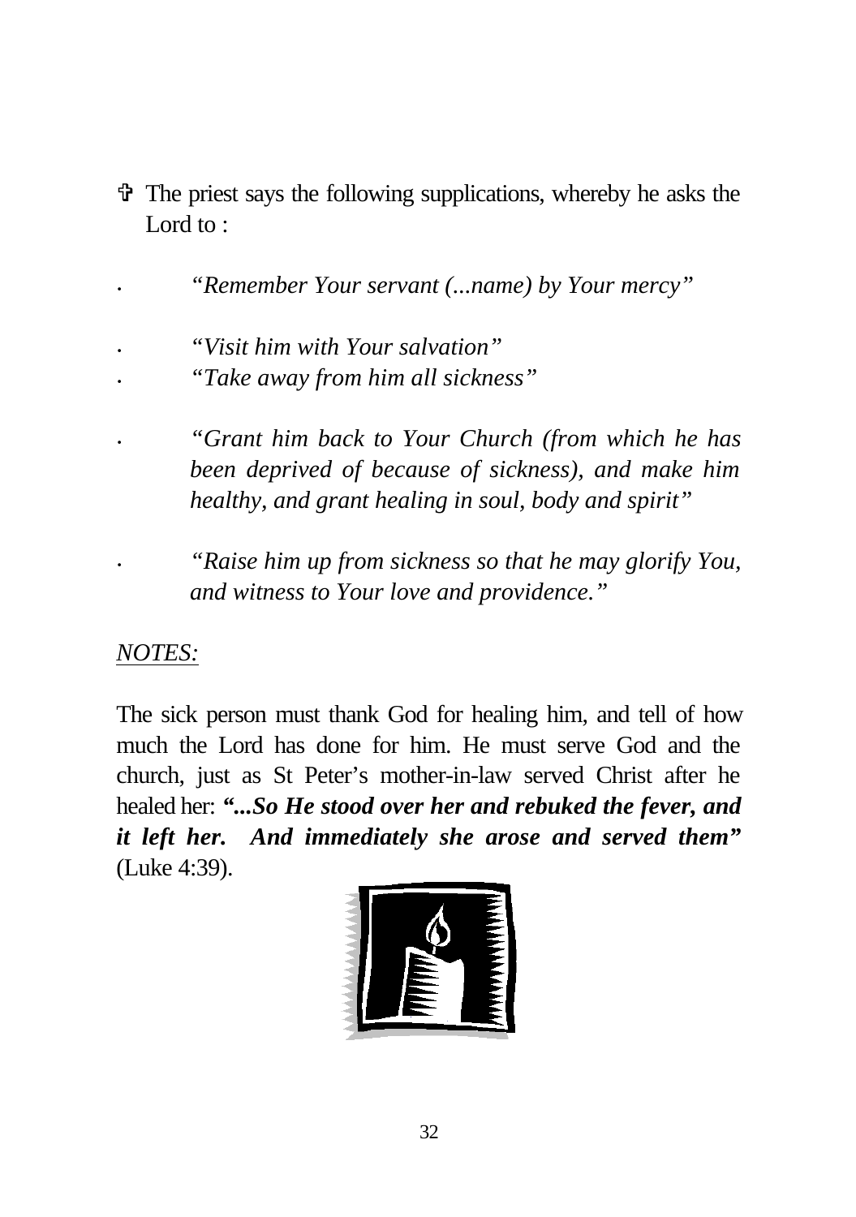✞ The priest says the following supplications, whereby he asks the Lord to :

- *"Remember Your servant (...name) by Your mercy"*
- *"Visit him with Your salvation"*
- *"Take away from him all sickness"*
- *"Grant him back to Your Church (from which he has been deprived of because of sickness), and make him healthy, and grant healing in soul, body and spirit"*
- *"Raise him up from sickness so that he may glorify You, and witness to Your love and providence."*

*NOTES:*

The sick person must thank God for healing him, and tell of how much the Lord has done for him. He must serve God and the church, just as St Peter's mother-in-law served Christ after he healed her: ***"...So He stood over her and rebuked the fever, and it left her. And immediately she arose and served them"*** (Luke 4:39).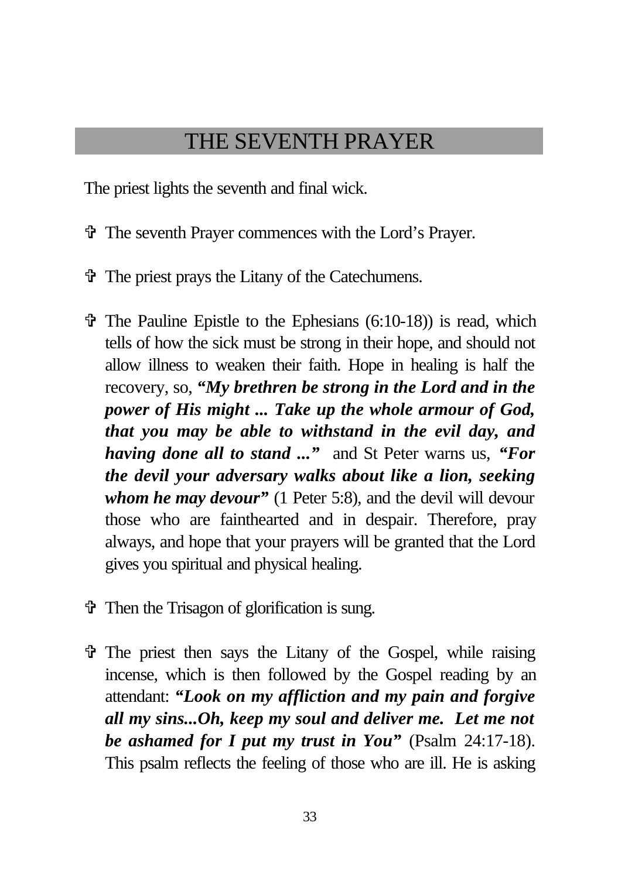# THE SEVENTH PRAYER

The priest lights the seventh and final wick.

- ✞ The seventh Prayer commences with the Lord's Prayer.
- ✞ The priest prays the Litany of the Catechumens.
- ✞ The Pauline Epistle to the Ephesians (6:10-18)) is read, which tells of how the sick must be strong in their hope, and should not allow illness to weaken their faith. Hope in healing is half the recovery, so, ***"My brethren be strong in the Lord and in the power of His might ... Take up the whole armour of God, that you may be able to withstand in the evil day, and having done all to stand ..."*** and St Peter warns us, ***"For the devil your adversary walks about like a lion, seeking whom he may devour"*** (1 Peter 5:8), and the devil will devour those who are fainthearted and in despair. Therefore, pray always, and hope that your prayers will be granted that the Lord gives you spiritual and physical healing.
- ✞ Then the Trisagon of glorification is sung.
- ✞ The priest then says the Litany of the Gospel, while raising incense, which is then followed by the Gospel reading by an attendant: ***"Look on my affliction and my pain and forgive all my sins...Oh, keep my soul and deliver me. Let me not be ashamed for I put my trust in You"*** (Psalm 24:17-18). This psalm reflects the feeling of those who are ill. He is asking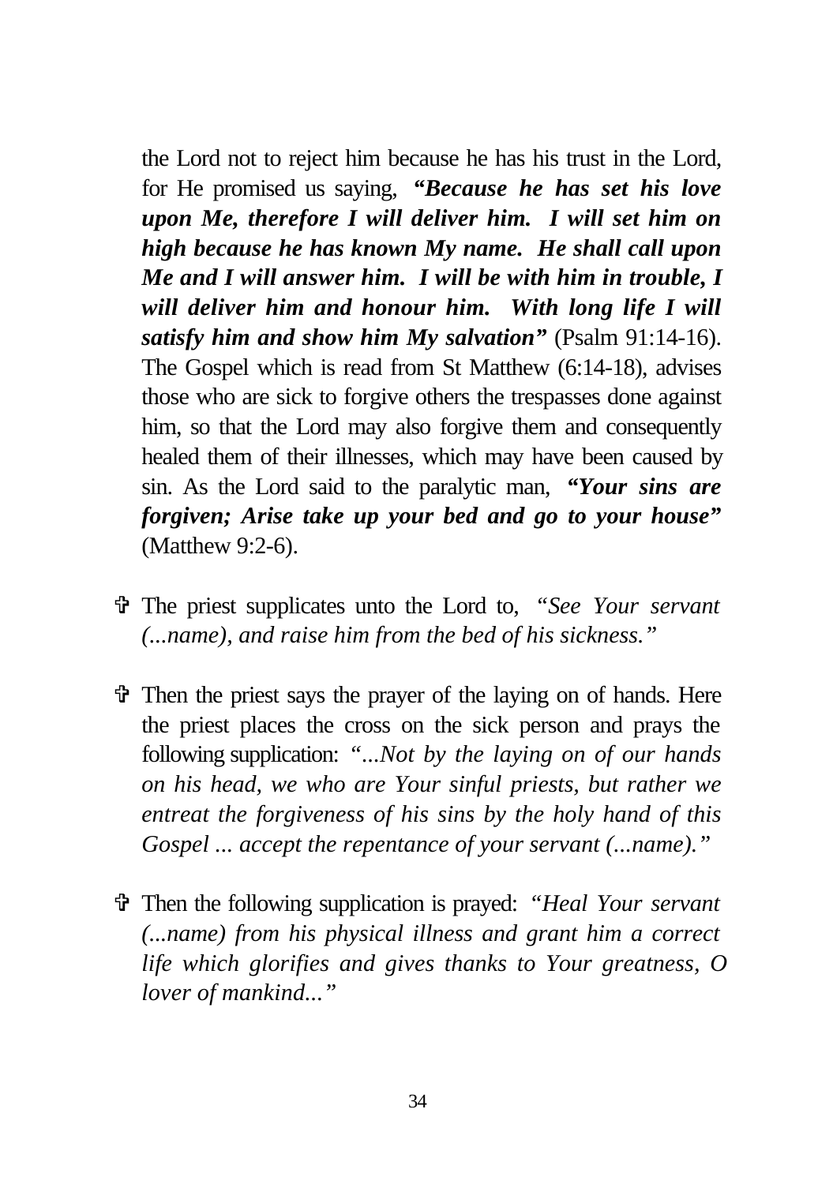the Lord not to reject him because he has his trust in the Lord, for He promised us saying, ***"Because he has set his love upon Me, therefore I will deliver him. I will set him on high because he has known My name. He shall call upon Me and I will answer him. I will be with him in trouble, I will deliver him and honour him. With long life I will satisfy him and show him My salvation"*** (Psalm 91:14-16). The Gospel which is read from St Matthew (6:14-18), advises those who are sick to forgive others the trespasses done against him, so that the Lord may also forgive them and consequently healed them of their illnesses, which may have been caused by sin. As the Lord said to the paralytic man, ***"Your sins are forgiven; Arise take up your bed and go to your house"*** (Matthew 9:2-6).

- ✞ The priest supplicates unto the Lord to, *"See Your servant (...name), and raise him from the bed of his sickness."*

- ✞ Then the priest says the prayer of the laying on of hands. Here the priest places the cross on the sick person and prays the following supplication: *"...Not by the laying on of our hands on his head, we who are Your sinful priests, but rather we entreat the forgiveness of his sins by the holy hand of this Gospel ... accept the repentance of your servant (...name)."*

- ✞ Then the following supplication is prayed: *"Heal Your servant (...name) from his physical illness and grant him a correct life which glorifies and gives thanks to Your greatness, O lover of mankind..."*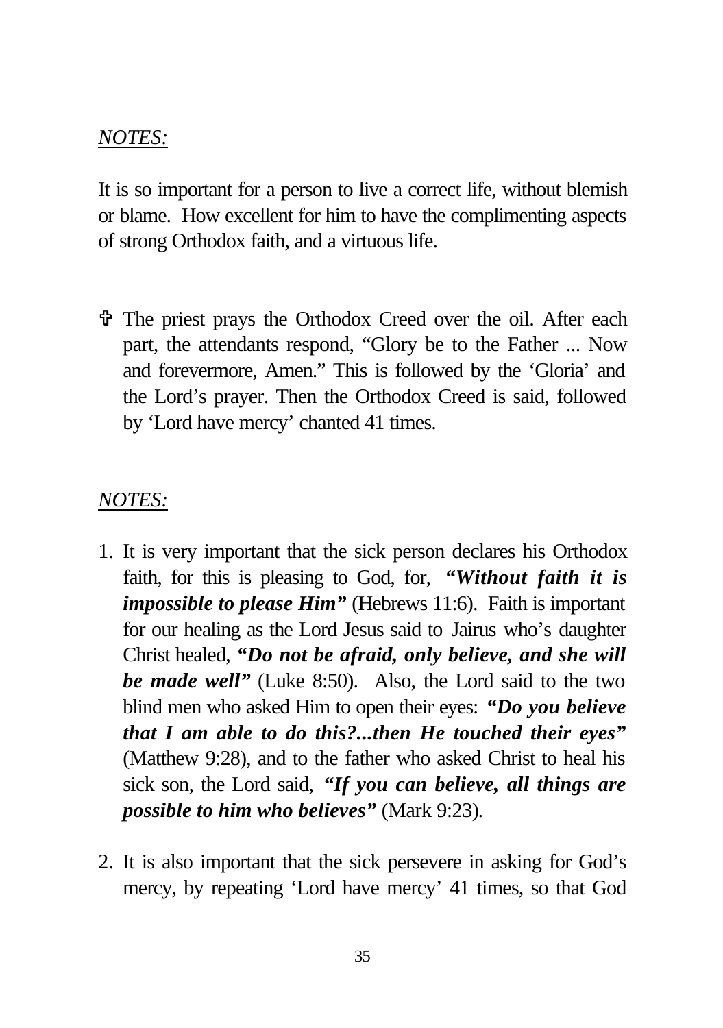*NOTES:*

It is so important for a person to live a correct life, without blemish or blame. How excellent for him to have the complimenting aspects of strong Orthodox faith, and a virtuous life.

✞ The priest prays the Orthodox Creed over the oil. After each part, the attendants respond, "Glory be to the Father ... Now and forevermore, Amen." This is followed by the 'Gloria' and the Lord's prayer. Then the Orthodox Creed is said, followed by 'Lord have mercy' chanted 41 times.

*NOTES:*

1. It is very important that the sick person declares his Orthodox faith, for this is pleasing to God, for, ***"Without faith it is impossible to please Him"*** (Hebrews 11:6). Faith is important for our healing as the Lord Jesus said to Jairus who's daughter Christ healed, ***"Do not be afraid, only believe, and she will be made well"*** (Luke 8:50). Also, the Lord said to the two blind men who asked Him to open their eyes: ***"Do you believe that I am able to do this?...then He touched their eyes"*** (Matthew 9:28), and to the father who asked Christ to heal his sick son, the Lord said, ***"If you can believe, all things are possible to him who believes"*** (Mark 9:23).

2. It is also important that the sick persevere in asking for God's mercy, by repeating 'Lord have mercy' 41 times, so that God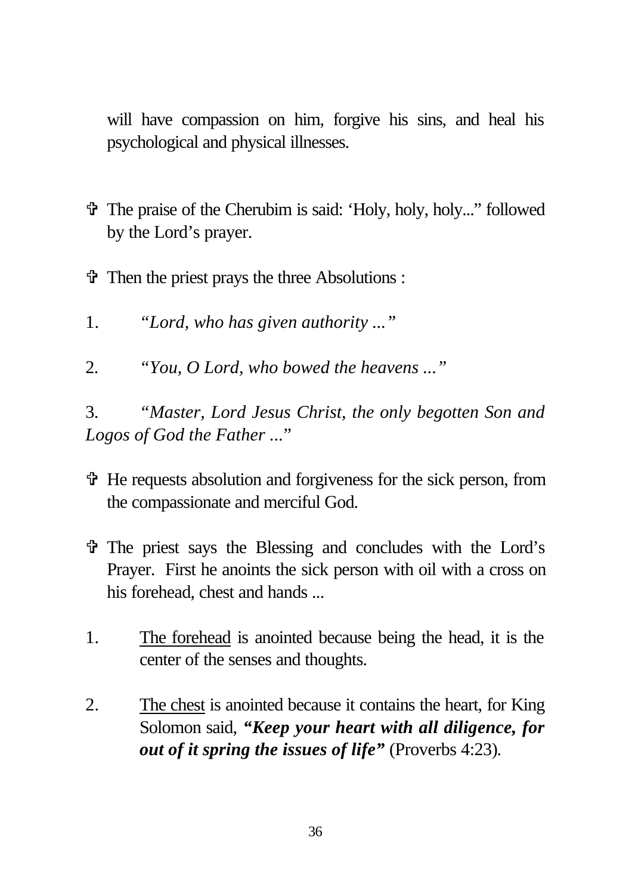will have compassion on him, forgive his sins, and heal his psychological and physical illnesses.

✞ The praise of the Cherubim is said: 'Holy, holy, holy..." followed by the Lord's prayer.

✞ Then the priest prays the three Absolutions :

1. *"Lord, who has given authority ..."*

2. *"You, O Lord, who bowed the heavens ..."*

3. *"Master, Lord Jesus Christ, the only begotten Son and Logos of God the Father ..."*

✞ He requests absolution and forgiveness for the sick person, from the compassionate and merciful God.

✞ The priest says the Blessing and concludes with the Lord's Prayer. First he anoints the sick person with oil with a cross on his forehead, chest and hands ...

1. <u>The forehead</u> is anointed because being the head, it is the center of the senses and thoughts.

2. <u>The chest</u> is anointed because it contains the heart, for King Solomon said, ***"Keep your heart with all diligence, for out of it spring the issues of life"*** (Proverbs 4:23).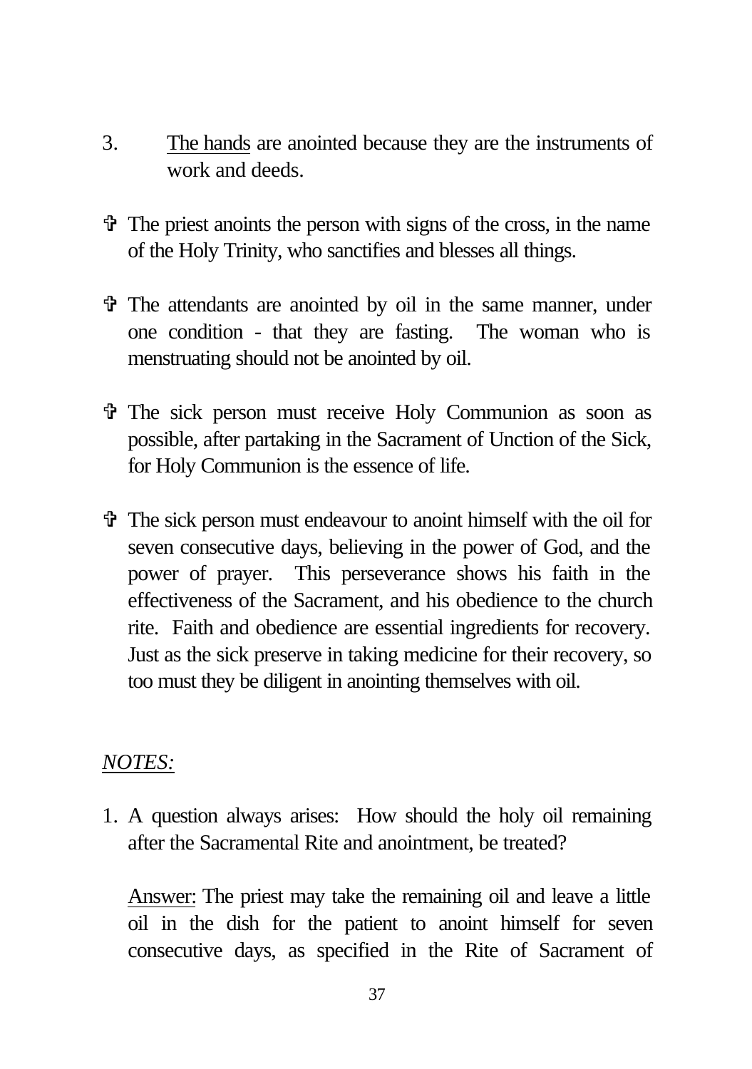3. <u>The hands</u> are anointed because they are the instruments of work and deeds.

✞ The priest anoints the person with signs of the cross, in the name of the Holy Trinity, who sanctifies and blesses all things.

✞ The attendants are anointed by oil in the same manner, under one condition - that they are fasting. The woman who is menstruating should not be anointed by oil.

✞ The sick person must receive Holy Communion as soon as possible, after partaking in the Sacrament of Unction of the Sick, for Holy Communion is the essence of life.

✞ The sick person must endeavour to anoint himself with the oil for seven consecutive days, believing in the power of God, and the power of prayer. This perseverance shows his faith in the effectiveness of the Sacrament, and his obedience to the church rite. Faith and obedience are essential ingredients for recovery. Just as the sick preserve in taking medicine for their recovery, so too must they be diligent in anointing themselves with oil.

*<u>NOTES:</u>*

1. A question always arises: How should the holy oil remaining after the Sacramental Rite and anointment, be treated?

   <u>Answer:</u> The priest may take the remaining oil and leave a little oil in the dish for the patient to anoint himself for seven consecutive days, as specified in the Rite of Sacrament of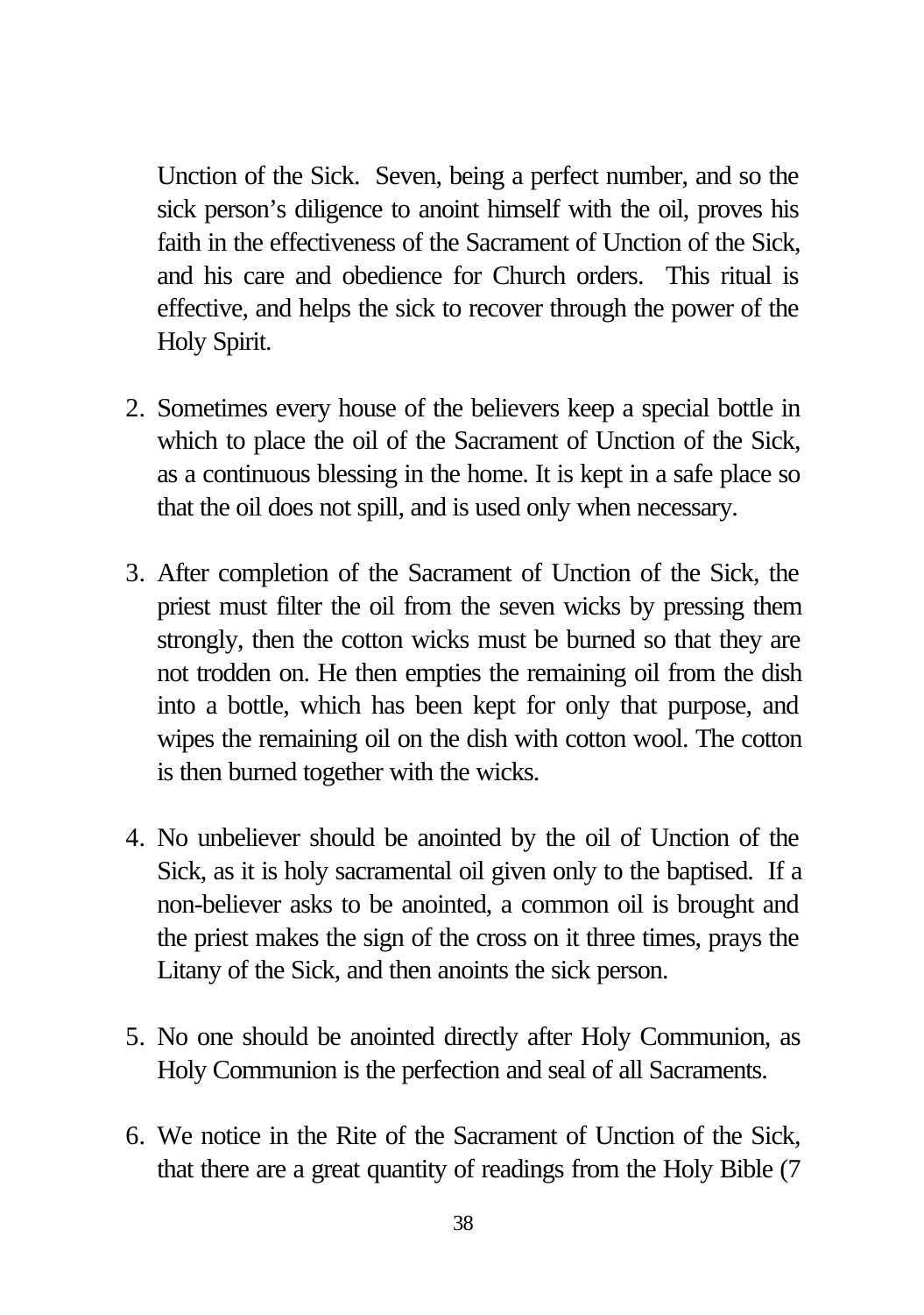Unction of the Sick. Seven, being a perfect number, and so the sick person's diligence to anoint himself with the oil, proves his faith in the effectiveness of the Sacrament of Unction of the Sick, and his care and obedience for Church orders. This ritual is effective, and helps the sick to recover through the power of the Holy Spirit.

2. Sometimes every house of the believers keep a special bottle in which to place the oil of the Sacrament of Unction of the Sick, as a continuous blessing in the home. It is kept in a safe place so that the oil does not spill, and is used only when necessary.

3. After completion of the Sacrament of Unction of the Sick, the priest must filter the oil from the seven wicks by pressing them strongly, then the cotton wicks must be burned so that they are not trodden on. He then empties the remaining oil from the dish into a bottle, which has been kept for only that purpose, and wipes the remaining oil on the dish with cotton wool. The cotton is then burned together with the wicks.

4. No unbeliever should be anointed by the oil of Unction of the Sick, as it is holy sacramental oil given only to the baptised. If a non-believer asks to be anointed, a common oil is brought and the priest makes the sign of the cross on it three times, prays the Litany of the Sick, and then anoints the sick person.

5. No one should be anointed directly after Holy Communion, as Holy Communion is the perfection and seal of all Sacraments.

6. We notice in the Rite of the Sacrament of Unction of the Sick, that there are a great quantity of readings from the Holy Bible (7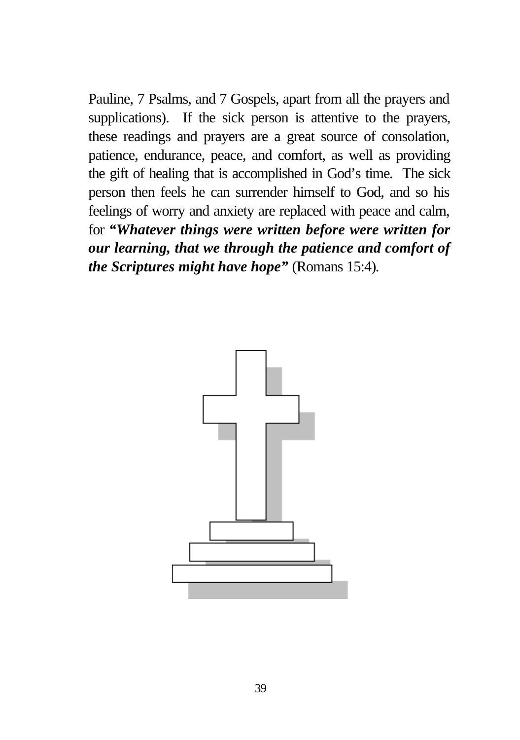Pauline, 7 Psalms, and 7 Gospels, apart from all the prayers and supplications). If the sick person is attentive to the prayers, these readings and prayers are a great source of consolation, patience, endurance, peace, and comfort, as well as providing the gift of healing that is accomplished in God's time. The sick person then feels he can surrender himself to God, and so his feelings of worry and anxiety are replaced with peace and calm, for ***"Whatever things were written before were written for our learning, that we through the patience and comfort of the Scriptures might have hope"*** (Romans 15:4).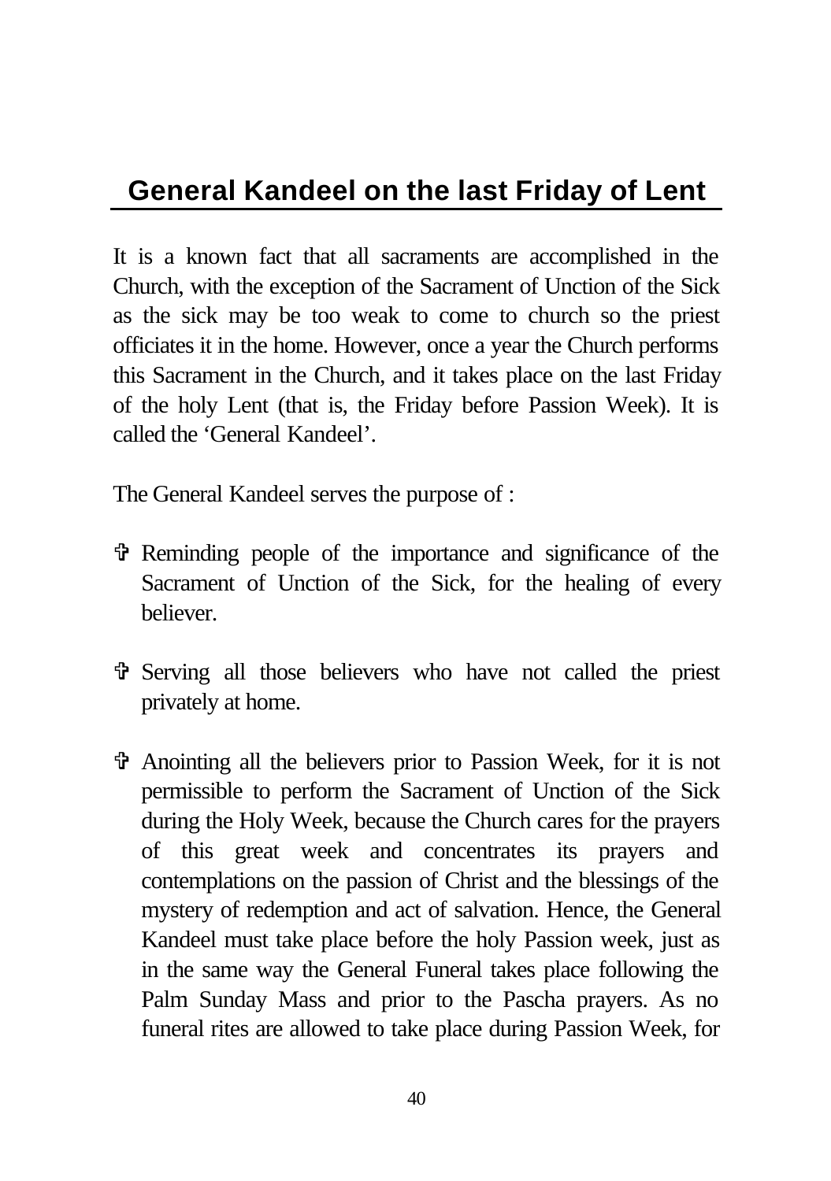## General Kandeel on the last Friday of Lent

It is a known fact that all sacraments are accomplished in the Church, with the exception of the Sacrament of Unction of the Sick as the sick may be too weak to come to church so the priest officiates it in the home. However, once a year the Church performs this Sacrament in the Church, and it takes place on the last Friday of the holy Lent (that is, the Friday before Passion Week). It is called the 'General Kandeel'.

The General Kandeel serves the purpose of :

- Reminding people of the importance and significance of the Sacrament of Unction of the Sick, for the healing of every believer.

- Serving all those believers who have not called the priest privately at home.

- Anointing all the believers prior to Passion Week, for it is not permissible to perform the Sacrament of Unction of the Sick during the Holy Week, because the Church cares for the prayers of this great week and concentrates its prayers and contemplations on the passion of Christ and the blessings of the mystery of redemption and act of salvation. Hence, the General Kandeel must take place before the holy Passion week, just as in the same way the General Funeral takes place following the Palm Sunday Mass and prior to the Pascha prayers. As no funeral rites are allowed to take place during Passion Week, for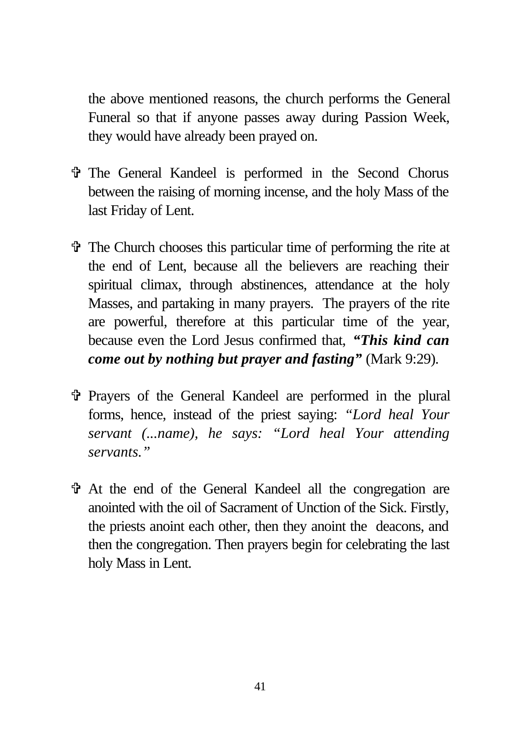the above mentioned reasons, the church performs the General Funeral so that if anyone passes away during Passion Week, they would have already been prayed on.

- ✞ The General Kandeel is performed in the Second Chorus between the raising of morning incense, and the holy Mass of the last Friday of Lent.

- ✞ The Church chooses this particular time of performing the rite at the end of Lent, because all the believers are reaching their spiritual climax, through abstinences, attendance at the holy Masses, and partaking in many prayers. The prayers of the rite are powerful, therefore at this particular time of the year, because even the Lord Jesus confirmed that, ***"This kind can come out by nothing but prayer and fasting"*** (Mark 9:29).

- ✞ Prayers of the General Kandeel are performed in the plural forms, hence, instead of the priest saying: *"Lord heal Your servant (...name), he says: "Lord heal Your attending servants."*

- ✞ At the end of the General Kandeel all the congregation are anointed with the oil of Sacrament of Unction of the Sick. Firstly, the priests anoint each other, then they anoint the deacons, and then the congregation. Then prayers begin for celebrating the last holy Mass in Lent.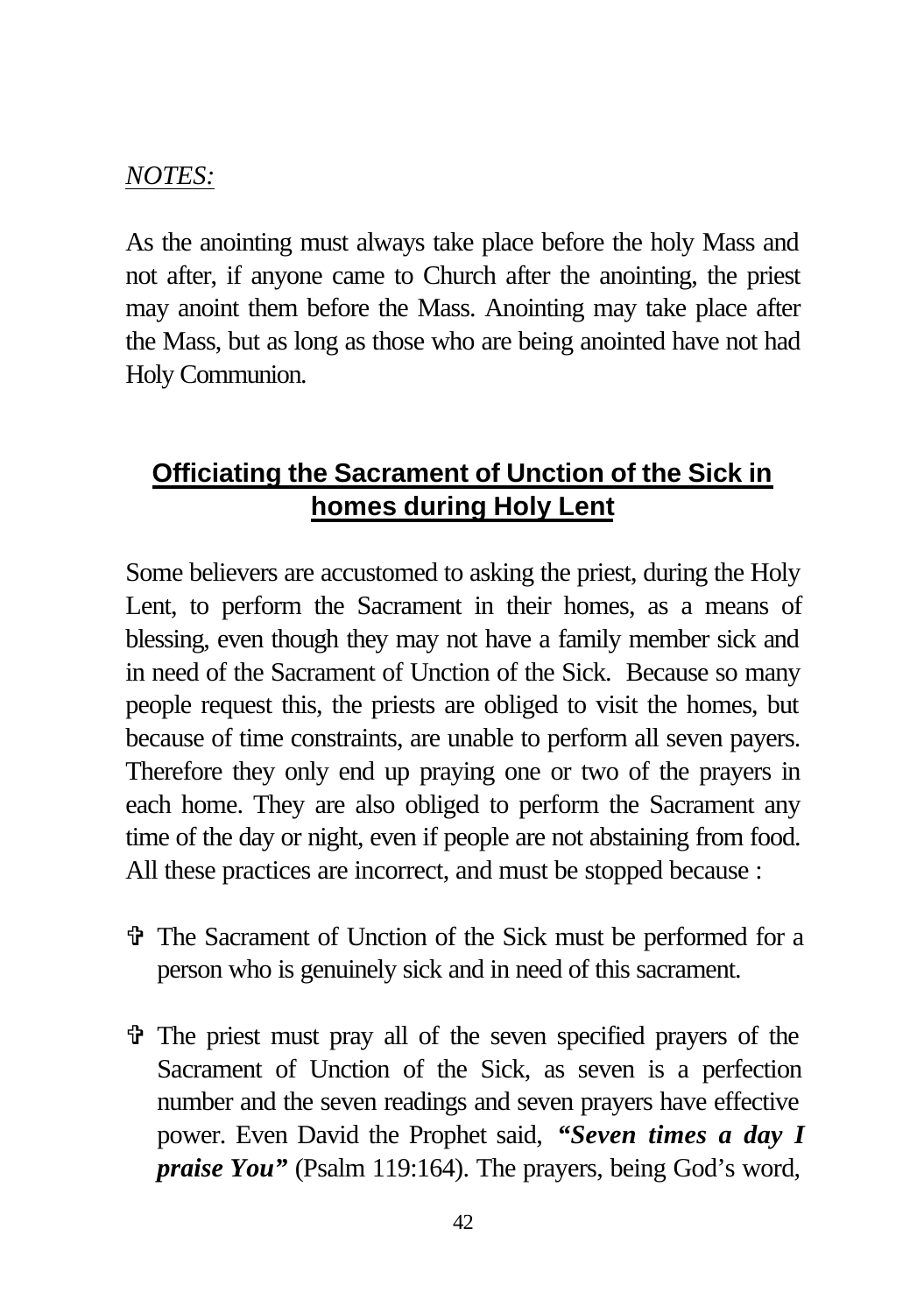*NOTES:*

As the anointing must always take place before the holy Mass and not after, if anyone came to Church after the anointing, the priest may anoint them before the Mass. Anointing may take place after the Mass, but as long as those who are being anointed have not had Holy Communion.

## Officiating the Sacrament of Unction of the Sick in homes during Holy Lent

Some believers are accustomed to asking the priest, during the Holy Lent, to perform the Sacrament in their homes, as a means of blessing, even though they may not have a family member sick and in need of the Sacrament of Unction of the Sick. Because so many people request this, the priests are obliged to visit the homes, but because of time constraints, are unable to perform all seven payers. Therefore they only end up praying one or two of the prayers in each home. They are also obliged to perform the Sacrament any time of the day or night, even if people are not abstaining from food. All these practices are incorrect, and must be stopped because :

- ✞ The Sacrament of Unction of the Sick must be performed for a person who is genuinely sick and in need of this sacrament.
- ✞ The priest must pray all of the seven specified prayers of the Sacrament of Unction of the Sick, as seven is a perfection number and the seven readings and seven prayers have effective power. Even David the Prophet said, ***"Seven times a day I praise You"*** (Psalm 119:164). The prayers, being God's word,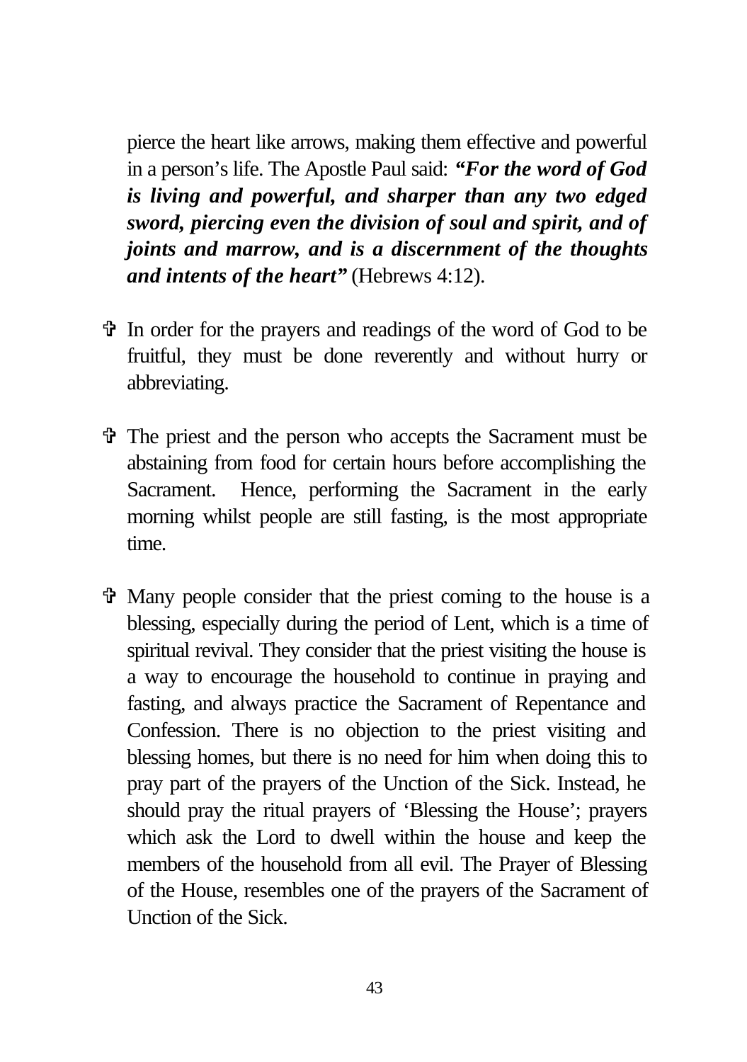pierce the heart like arrows, making them effective and powerful in a person's life. The Apostle Paul said: ***"For the word of God is living and powerful, and sharper than any two edged sword, piercing even the division of soul and spirit, and of joints and marrow, and is a discernment of the thoughts and intents of the heart"*** (Hebrews 4:12).

- ✞ In order for the prayers and readings of the word of God to be fruitful, they must be done reverently and without hurry or abbreviating.

- ✞ The priest and the person who accepts the Sacrament must be abstaining from food for certain hours before accomplishing the Sacrament. Hence, performing the Sacrament in the early morning whilst people are still fasting, is the most appropriate time.

- ✞ Many people consider that the priest coming to the house is a blessing, especially during the period of Lent, which is a time of spiritual revival. They consider that the priest visiting the house is a way to encourage the household to continue in praying and fasting, and always practice the Sacrament of Repentance and Confession. There is no objection to the priest visiting and blessing homes, but there is no need for him when doing this to pray part of the prayers of the Unction of the Sick. Instead, he should pray the ritual prayers of 'Blessing the House'; prayers which ask the Lord to dwell within the house and keep the members of the household from all evil. The Prayer of Blessing of the House, resembles one of the prayers of the Sacrament of Unction of the Sick.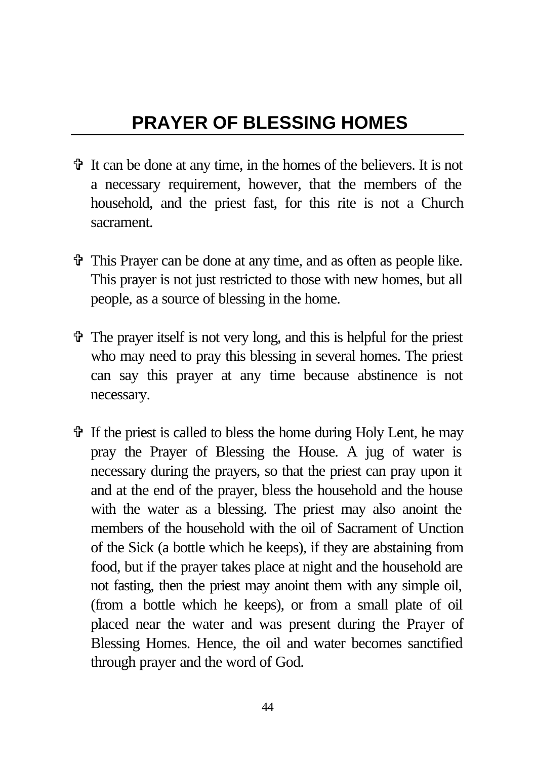# PRAYER OF BLESSING HOMES

- ✞ It can be done at any time, in the homes of the believers. It is not a necessary requirement, however, that the members of the household, and the priest fast, for this rite is not a Church sacrament.

- ✞ This Prayer can be done at any time, and as often as people like. This prayer is not just restricted to those with new homes, but all people, as a source of blessing in the home.

- ✞ The prayer itself is not very long, and this is helpful for the priest who may need to pray this blessing in several homes. The priest can say this prayer at any time because abstinence is not necessary.

- ✞ If the priest is called to bless the home during Holy Lent, he may pray the Prayer of Blessing the House. A jug of water is necessary during the prayers, so that the priest can pray upon it and at the end of the prayer, bless the household and the house with the water as a blessing. The priest may also anoint the members of the household with the oil of Sacrament of Unction of the Sick (a bottle which he keeps), if they are abstaining from food, but if the prayer takes place at night and the household are not fasting, then the priest may anoint them with any simple oil, (from a bottle which he keeps), or from a small plate of oil placed near the water and was present during the Prayer of Blessing Homes. Hence, the oil and water becomes sanctified through prayer and the word of God.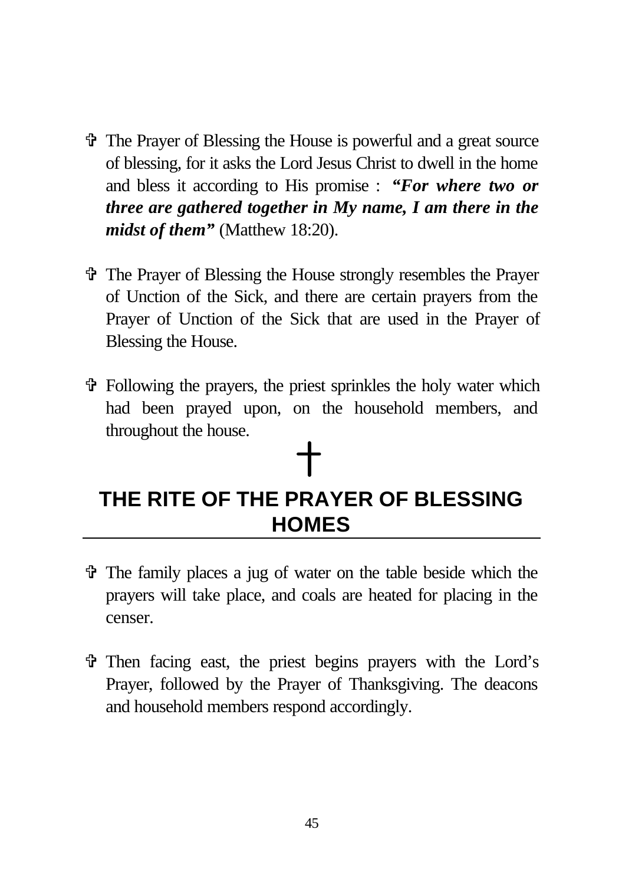- ✞ The Prayer of Blessing the House is powerful and a great source of blessing, for it asks the Lord Jesus Christ to dwell in the home and bless it according to His promise : ***"For where two or three are gathered together in My name, I am there in the midst of them"*** (Matthew 18:20).

- ✞ The Prayer of Blessing the House strongly resembles the Prayer of Unction of the Sick, and there are certain prayers from the Prayer of Unction of the Sick that are used in the Prayer of Blessing the House.

- ✞ Following the prayers, the priest sprinkles the holy water which had been prayed upon, on the household members, and throughout the house.

┼

## THE RITE OF THE PRAYER OF BLESSING HOMES

- ✞ The family places a jug of water on the table beside which the prayers will take place, and coals are heated for placing in the censer.

- ✞ Then facing east, the priest begins prayers with the Lord's Prayer, followed by the Prayer of Thanksgiving. The deacons and household members respond accordingly.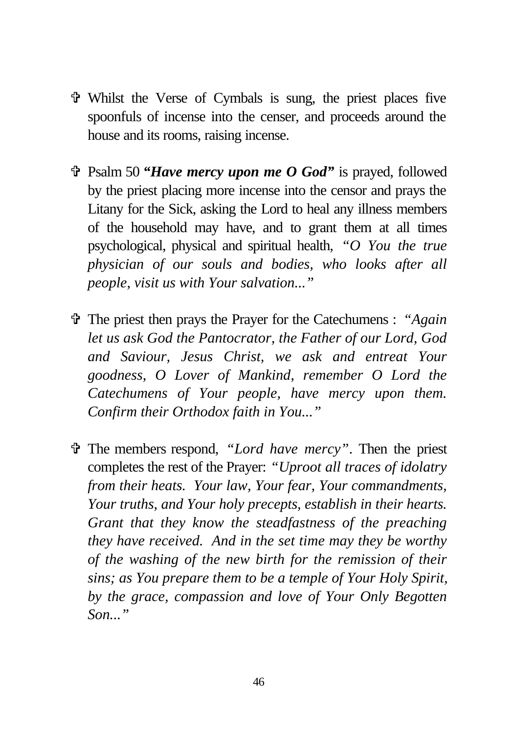- ✞ Whilst the Verse of Cymbals is sung, the priest places five spoonfuls of incense into the censer, and proceeds around the house and its rooms, raising incense.

- ✞ Psalm 50 ***"Have mercy upon me O God"*** is prayed, followed by the priest placing more incense into the censor and prays the Litany for the Sick, asking the Lord to heal any illness members of the household may have, and to grant them at all times psychological, physical and spiritual health, *"O You the true physician of our souls and bodies, who looks after all people, visit us with Your salvation..."*

- ✞ The priest then prays the Prayer for the Catechumens : *"Again let us ask God the Pantocrator, the Father of our Lord, God and Saviour, Jesus Christ, we ask and entreat Your goodness, O Lover of Mankind, remember O Lord the Catechumens of Your people, have mercy upon them. Confirm their Orthodox faith in You..."*

- ✞ The members respond, *"Lord have mercy"*. Then the priest completes the rest of the Prayer: *"Uproot all traces of idolatry from their heats. Your law, Your fear, Your commandments, Your truths, and Your holy precepts, establish in their hearts. Grant that they know the steadfastness of the preaching they have received. And in the set time may they be worthy of the washing of the new birth for the remission of their sins; as You prepare them to be a temple of Your Holy Spirit, by the grace, compassion and love of Your Only Begotten Son..."*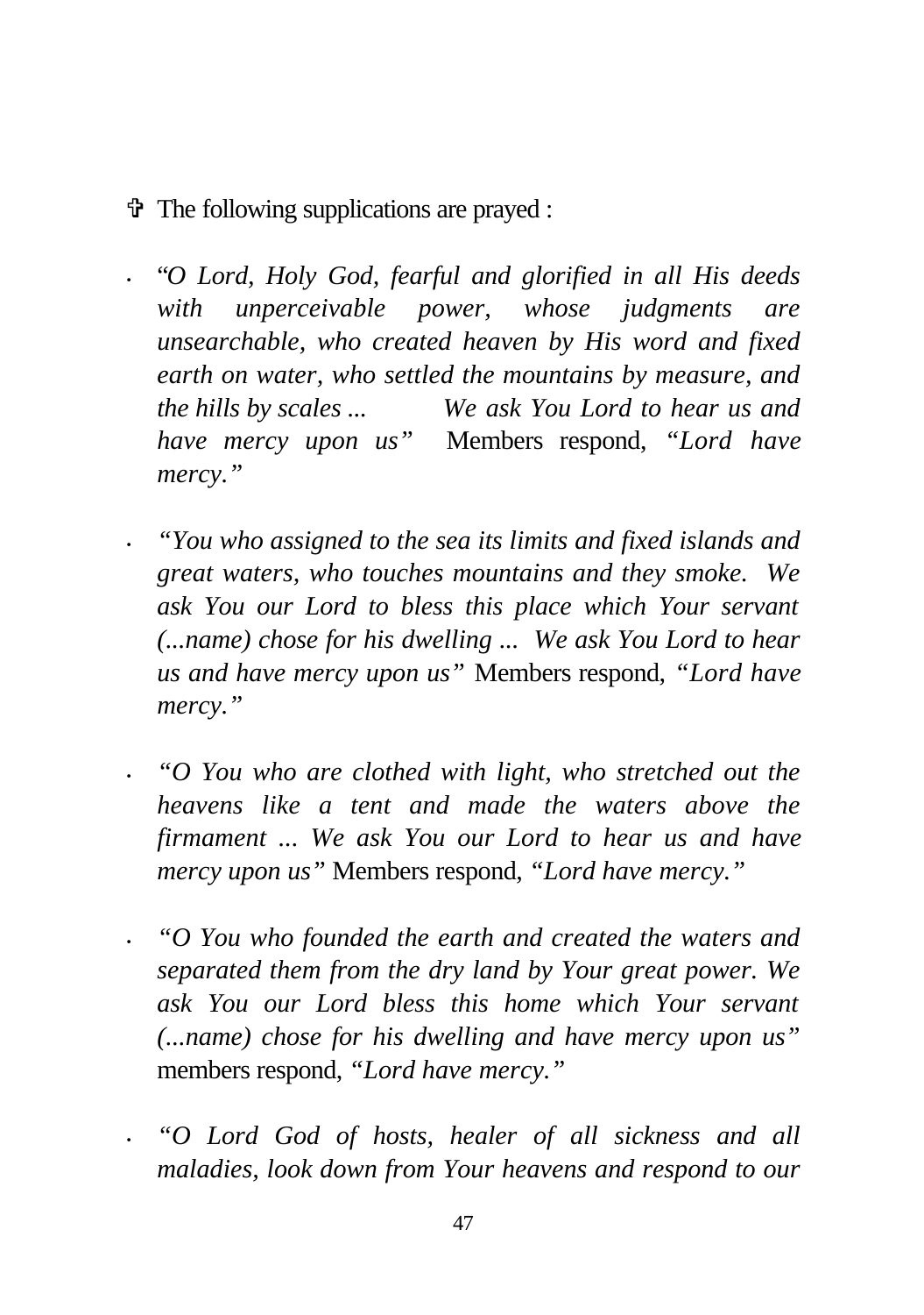✞ The following supplications are prayed :

- *"O Lord, Holy God, fearful and glorified in all His deeds with unperceivable power, whose judgments are unsearchable, who created heaven by His word and fixed earth on water, who settled the mountains by measure, and the hills by scales ... We ask You Lord to hear us and have mercy upon us"* Members respond, *"Lord have mercy."*

- *"You who assigned to the sea its limits and fixed islands and great waters, who touches mountains and they smoke. We ask You our Lord to bless this place which Your servant (...name) chose for his dwelling ... We ask You Lord to hear us and have mercy upon us"* Members respond, *"Lord have mercy."*

- *"O You who are clothed with light, who stretched out the heavens like a tent and made the waters above the firmament ... We ask You our Lord to hear us and have mercy upon us"* Members respond, *"Lord have mercy."*

- *"O You who founded the earth and created the waters and separated them from the dry land by Your great power. We ask You our Lord bless this home which Your servant (...name) chose for his dwelling and have mercy upon us"* members respond, *"Lord have mercy."*

- *"O Lord God of hosts, healer of all sickness and all maladies, look down from Your heavens and respond to our*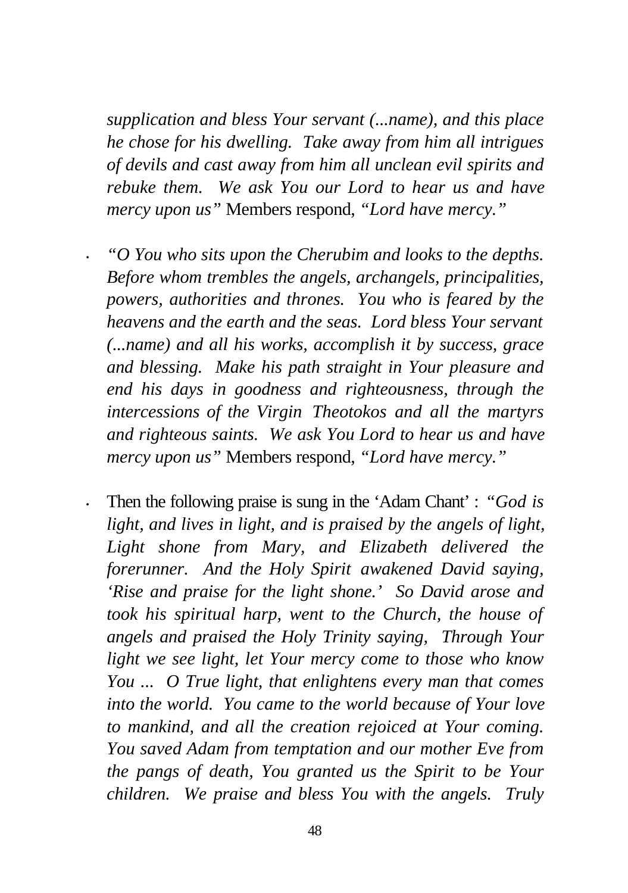*supplication and bless Your servant (...name), and this place he chose for his dwelling. Take away from him all intrigues of devils and cast away from him all unclean evil spirits and rebuke them. We ask You our Lord to hear us and have mercy upon us"* Members respond, *"Lord have mercy."*

- *"O You who sits upon the Cherubim and looks to the depths. Before whom trembles the angels, archangels, principalities, powers, authorities and thrones. You who is feared by the heavens and the earth and the seas. Lord bless Your servant (...name) and all his works, accomplish it by success, grace and blessing. Make his path straight in Your pleasure and end his days in goodness and righteousness, through the intercessions of the Virgin Theotokos and all the martyrs and righteous saints. We ask You Lord to hear us and have mercy upon us"* Members respond, *"Lord have mercy."*

- Then the following praise is sung in the 'Adam Chant' : *"God is light, and lives in light, and is praised by the angels of light, Light shone from Mary, and Elizabeth delivered the forerunner. And the Holy Spirit awakened David saying, 'Rise and praise for the light shone.' So David arose and took his spiritual harp, went to the Church, the house of angels and praised the Holy Trinity saying, Through Your light we see light, let Your mercy come to those who know You ... O True light, that enlightens every man that comes into the world. You came to the world because of Your love to mankind, and all the creation rejoiced at Your coming. You saved Adam from temptation and our mother Eve from the pangs of death, You granted us the Spirit to be Your children. We praise and bless You with the angels. Truly*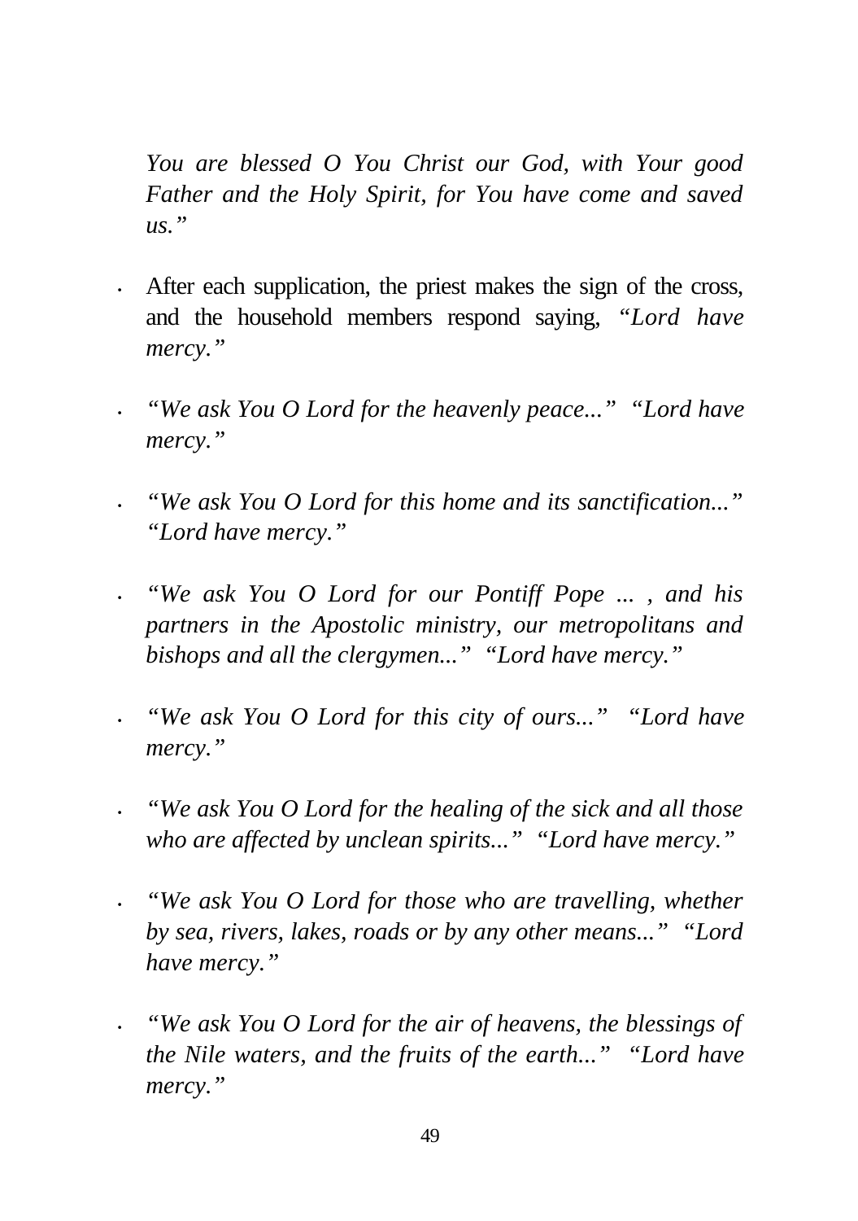*You are blessed O You Christ our God, with Your good Father and the Holy Spirit, for You have come and saved us."*

- After each supplication, the priest makes the sign of the cross, and the household members respond saying, *"Lord have mercy."*
- *"We ask You O Lord for the heavenly peace..." "Lord have mercy."*
- *"We ask You O Lord for this home and its sanctification..." "Lord have mercy."*
- *"We ask You O Lord for our Pontiff Pope ... , and his partners in the Apostolic ministry, our metropolitans and bishops and all the clergymen..." "Lord have mercy."*
- *"We ask You O Lord for this city of ours..." "Lord have mercy."*
- *"We ask You O Lord for the healing of the sick and all those who are affected by unclean spirits..." "Lord have mercy."*
- *"We ask You O Lord for those who are travelling, whether by sea, rivers, lakes, roads or by any other means..." "Lord have mercy."*
- *"We ask You O Lord for the air of heavens, the blessings of the Nile waters, and the fruits of the earth..." "Lord have mercy."*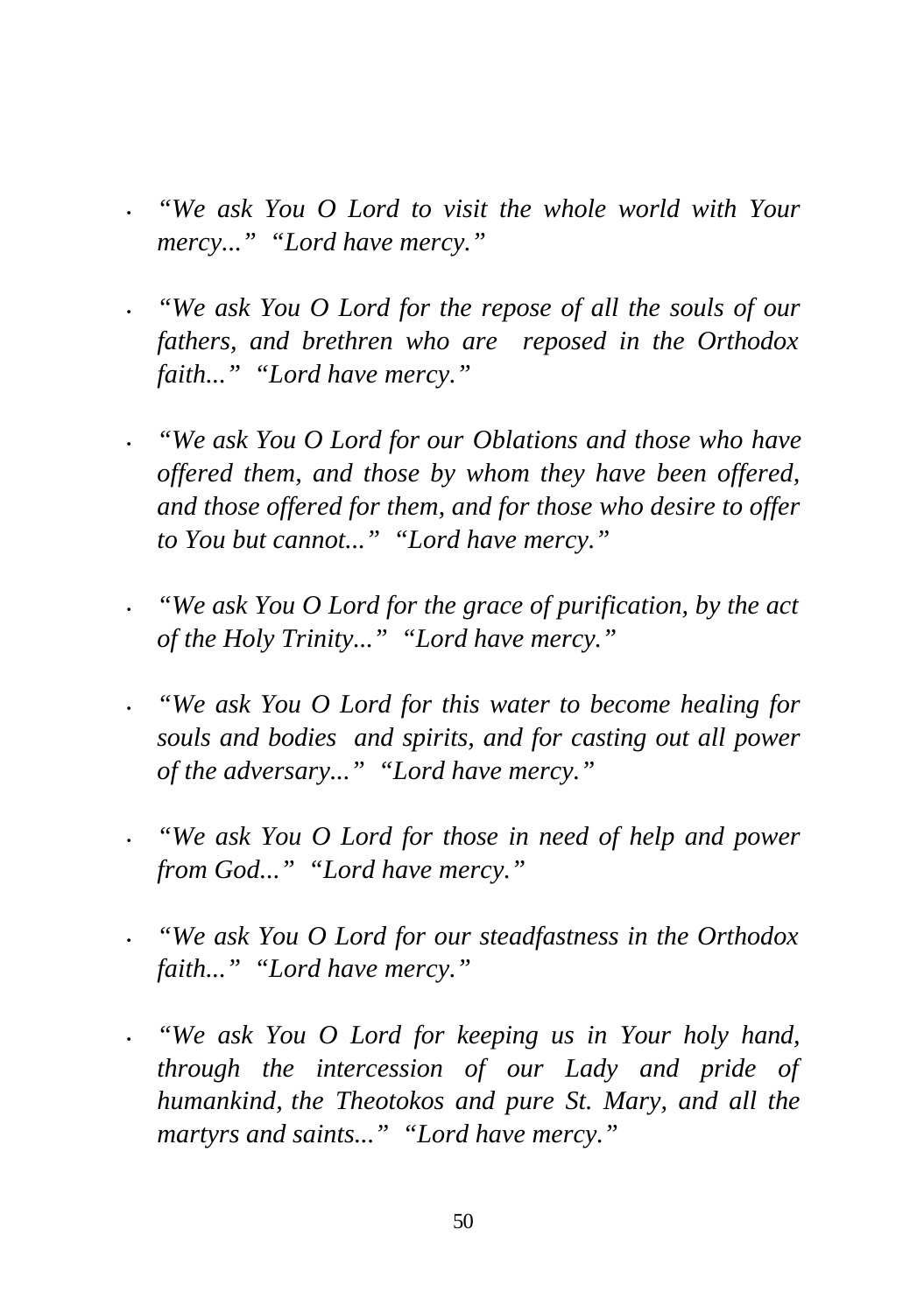- *“We ask You O Lord to visit the whole world with Your mercy...” “Lord have mercy.”*

- *“We ask You O Lord for the repose of all the souls of our fathers, and brethren who are reposed in the Orthodox faith...” “Lord have mercy.”*

- *“We ask You O Lord for our Oblations and those who have offered them, and those by whom they have been offered, and those offered for them, and for those who desire to offer to You but cannot...” “Lord have mercy.”*

- *“We ask You O Lord for the grace of purification, by the act of the Holy Trinity...” “Lord have mercy.”*

- *“We ask You O Lord for this water to become healing for souls and bodies and spirits, and for casting out all power of the adversary...” “Lord have mercy.”*

- *“We ask You O Lord for those in need of help and power from God...” “Lord have mercy.”*

- *“We ask You O Lord for our steadfastness in the Orthodox faith...” “Lord have mercy.”*

- *“We ask You O Lord for keeping us in Your holy hand, through the intercession of our Lady and pride of humankind, the Theotokos and pure St. Mary, and all the martyrs and saints...” “Lord have mercy.”*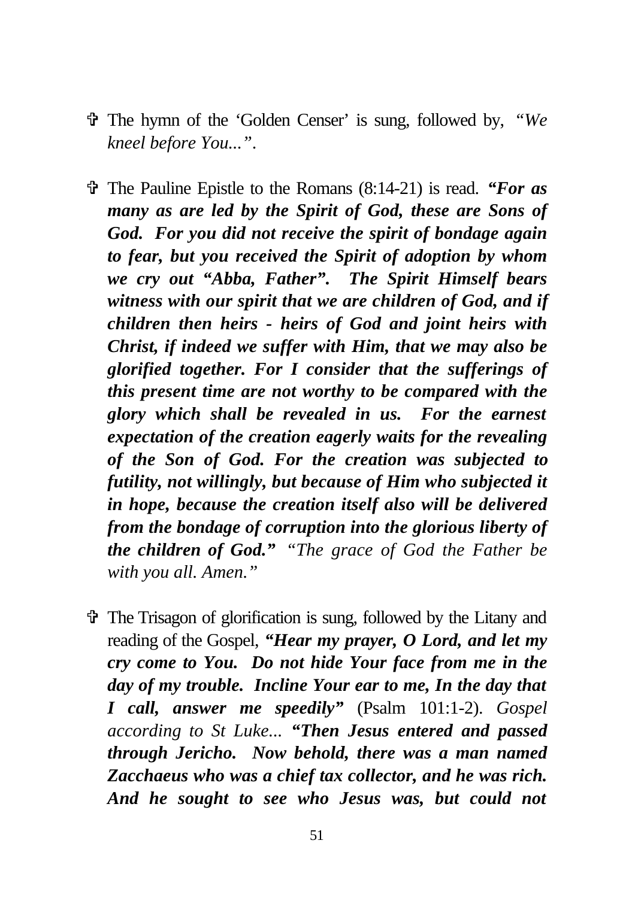- ✞ The hymn of the 'Golden Censer' is sung, followed by, *"We kneel before You..."*.

- ✞ The Pauline Epistle to the Romans (8:14-21) is read. ***"For as many as are led by the Spirit of God, these are Sons of God. For you did not receive the spirit of bondage again to fear, but you received the Spirit of adoption by whom we cry out "Abba, Father". The Spirit Himself bears witness with our spirit that we are children of God, and if children then heirs - heirs of God and joint heirs with Christ, if indeed we suffer with Him, that we may also be glorified together. For I consider that the sufferings of this present time are not worthy to be compared with the glory which shall be revealed in us. For the earnest expectation of the creation eagerly waits for the revealing of the Son of God. For the creation was subjected to futility, not willingly, but because of Him who subjected it in hope, because the creation itself also will be delivered from the bondage of corruption into the glorious liberty of the children of God."*** *"The grace of God the Father be with you all. Amen."*

- ✞ The Trisagon of glorification is sung, followed by the Litany and reading of the Gospel, ***"Hear my prayer, O Lord, and let my cry come to You. Do not hide Your face from me in the day of my trouble. Incline Your ear to me, In the day that I call, answer me speedily"*** (Psalm 101:1-2). *Gospel according to St Luke...* ***"Then Jesus entered and passed through Jericho. Now behold, there was a man named Zacchaeus who was a chief tax collector, and he was rich. And he sought to see who Jesus was, but could not***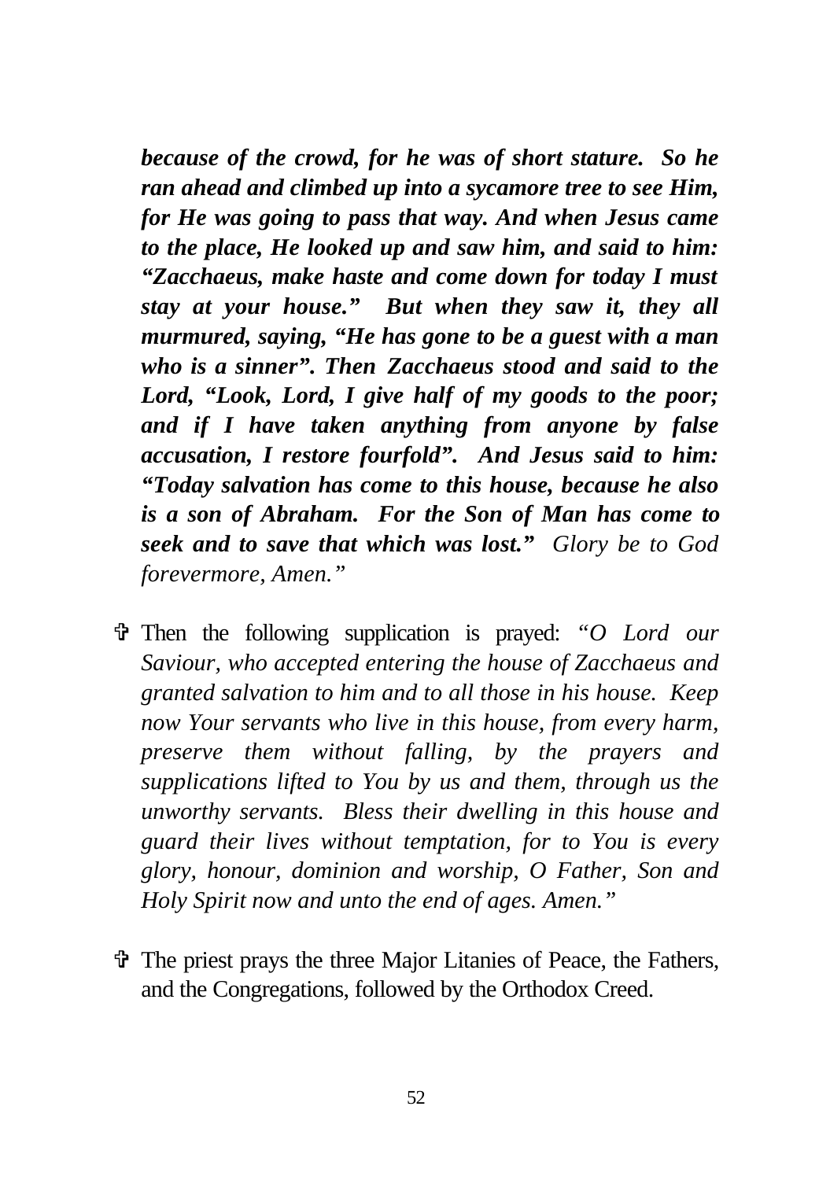***because of the crowd, for he was of short stature. So he ran ahead and climbed up into a sycamore tree to see Him, for He was going to pass that way. And when Jesus came to the place, He looked up and saw him, and said to him: "Zacchaeus, make haste and come down for today I must stay at your house." But when they saw it, they all murmured, saying, "He has gone to be a guest with a man who is a sinner". Then Zacchaeus stood and said to the Lord, "Look, Lord, I give half of my goods to the poor; and if I have taken anything from anyone by false accusation, I restore fourfold". And Jesus said to him: "Today salvation has come to this house, because he also is a son of Abraham. For the Son of Man has come to seek and to save that which was lost."*** *Glory be to God forevermore, Amen."*

- ✞ Then the following supplication is prayed: *"O Lord our Saviour, who accepted entering the house of Zacchaeus and granted salvation to him and to all those in his house. Keep now Your servants who live in this house, from every harm, preserve them without falling, by the prayers and supplications lifted to You by us and them, through us the unworthy servants. Bless their dwelling in this house and guard their lives without temptation, for to You is every glory, honour, dominion and worship, O Father, Son and Holy Spirit now and unto the end of ages. Amen."*

- ✞ The priest prays the three Major Litanies of Peace, the Fathers, and the Congregations, followed by the Orthodox Creed.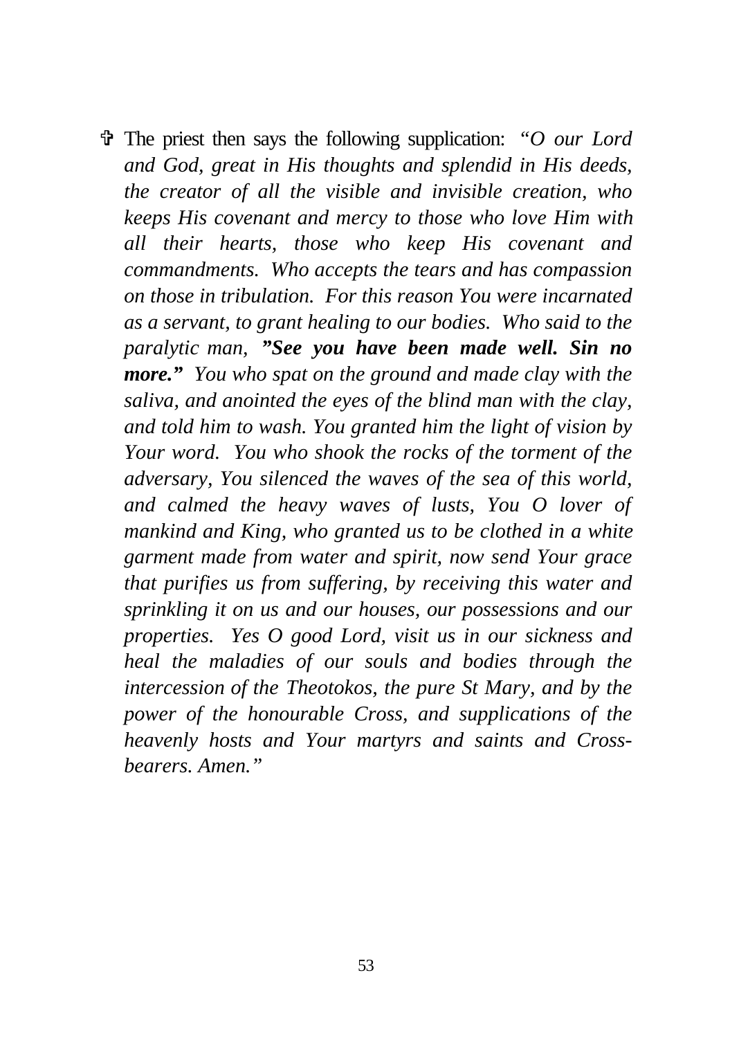✞ The priest then says the following supplication: *"O our Lord and God, great in His thoughts and splendid in His deeds, the creator of all the visible and invisible creation, who keeps His covenant and mercy to those who love Him with all their hearts, those who keep His covenant and commandments. Who accepts the tears and has compassion on those in tribulation. For this reason You were incarnated as a servant, to grant healing to our bodies. Who said to the paralytic man,* ***"See you have been made well. Sin no more."*** *You who spat on the ground and made clay with the saliva, and anointed the eyes of the blind man with the clay, and told him to wash. You granted him the light of vision by Your word. You who shook the rocks of the torment of the adversary, You silenced the waves of the sea of this world, and calmed the heavy waves of lusts, You O lover of mankind and King, who granted us to be clothed in a white garment made from water and spirit, now send Your grace that purifies us from suffering, by receiving this water and sprinkling it on us and our houses, our possessions and our properties. Yes O good Lord, visit us in our sickness and heal the maladies of our souls and bodies through the intercession of the Theotokos, the pure St Mary, and by the power of the honourable Cross, and supplications of the heavenly hosts and Your martyrs and saints and Cross-bearers. Amen."*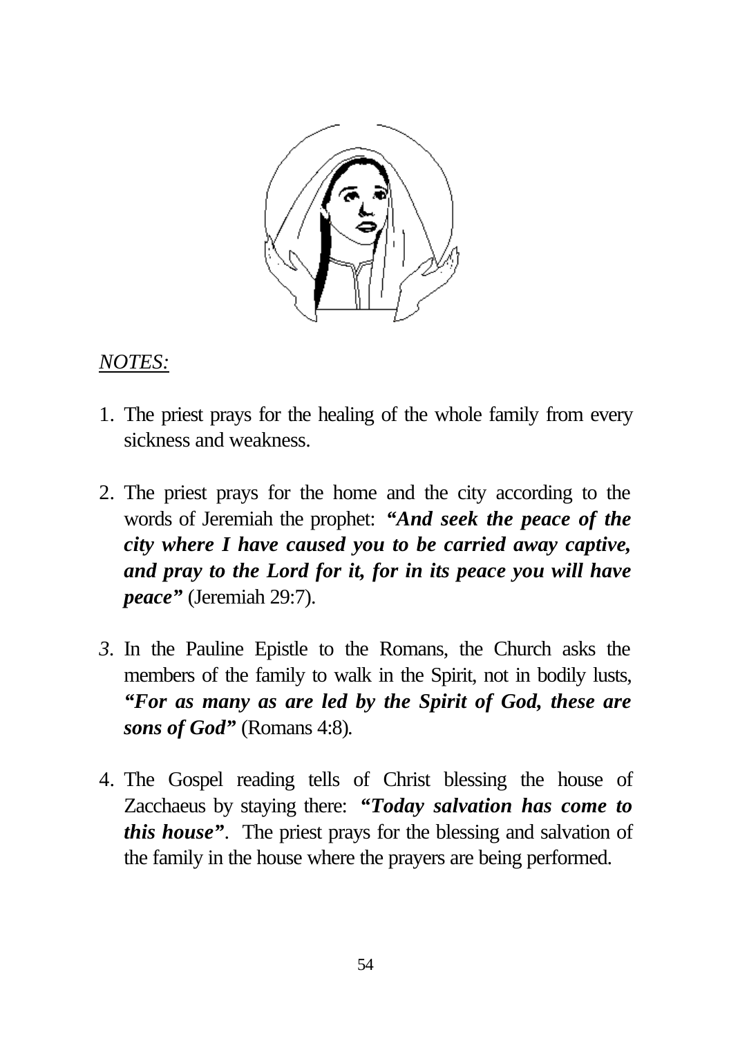*NOTES:*

1. The priest prays for the healing of the whole family from every sickness and weakness.

2. The priest prays for the home and the city according to the words of Jeremiah the prophet: ***"And seek the peace of the city where I have caused you to be carried away captive, and pray to the Lord for it, for in its peace you will have peace"*** (Jeremiah 29:7).

3. In the Pauline Epistle to the Romans, the Church asks the members of the family to walk in the Spirit, not in bodily lusts, ***"For as many as are led by the Spirit of God, these are sons of God"*** (Romans 4:8).

4. The Gospel reading tells of Christ blessing the house of Zacchaeus by staying there: ***"Today salvation has come to this house"***. The priest prays for the blessing and salvation of the family in the house where the prayers are being performed.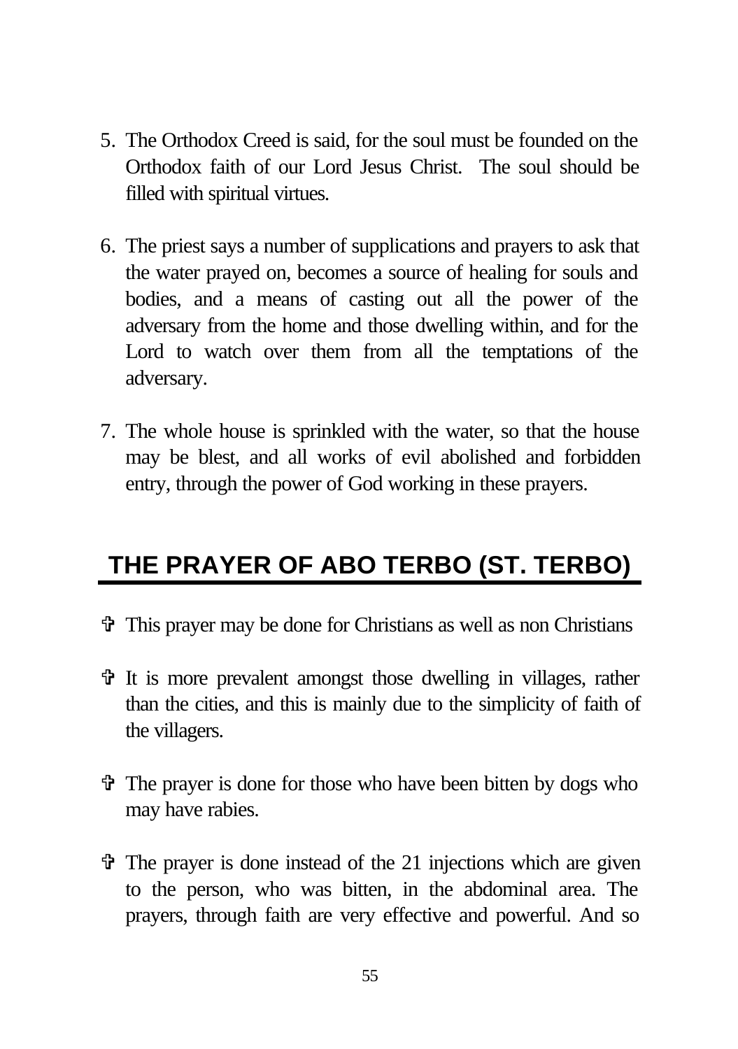5. The Orthodox Creed is said, for the soul must be founded on the Orthodox faith of our Lord Jesus Christ. The soul should be filled with spiritual virtues.

6. The priest says a number of supplications and prayers to ask that the water prayed on, becomes a source of healing for souls and bodies, and a means of casting out all the power of the adversary from the home and those dwelling within, and for the Lord to watch over them from all the temptations of the adversary.

7. The whole house is sprinkled with the water, so that the house may be blest, and all works of evil abolished and forbidden entry, through the power of God working in these prayers.

## THE PRAYER OF ABO TERBO (ST. TERBO)

- ✞ This prayer may be done for Christians as well as non Christians

- ✞ It is more prevalent amongst those dwelling in villages, rather than the cities, and this is mainly due to the simplicity of faith of the villagers.

- ✞ The prayer is done for those who have been bitten by dogs who may have rabies.

- ✞ The prayer is done instead of the 21 injections which are given to the person, who was bitten, in the abdominal area. The prayers, through faith are very effective and powerful. And so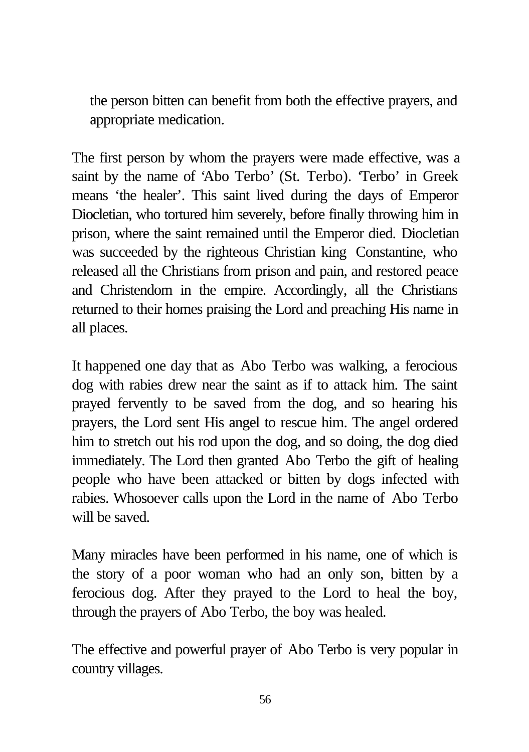the person bitten can benefit from both the effective prayers, and appropriate medication.

The first person by whom the prayers were made effective, was a saint by the name of 'Abo Terbo' (St. Terbo). 'Terbo' in Greek means 'the healer'. This saint lived during the days of Emperor Diocletian, who tortured him severely, before finally throwing him in prison, where the saint remained until the Emperor died. Diocletian was succeeded by the righteous Christian king Constantine, who released all the Christians from prison and pain, and restored peace and Christendom in the empire. Accordingly, all the Christians returned to their homes praising the Lord and preaching His name in all places.

It happened one day that as Abo Terbo was walking, a ferocious dog with rabies drew near the saint as if to attack him. The saint prayed fervently to be saved from the dog, and so hearing his prayers, the Lord sent His angel to rescue him. The angel ordered him to stretch out his rod upon the dog, and so doing, the dog died immediately. The Lord then granted Abo Terbo the gift of healing people who have been attacked or bitten by dogs infected with rabies. Whosoever calls upon the Lord in the name of Abo Terbo will be saved.

Many miracles have been performed in his name, one of which is the story of a poor woman who had an only son, bitten by a ferocious dog. After they prayed to the Lord to heal the boy, through the prayers of Abo Terbo, the boy was healed.

The effective and powerful prayer of Abo Terbo is very popular in country villages.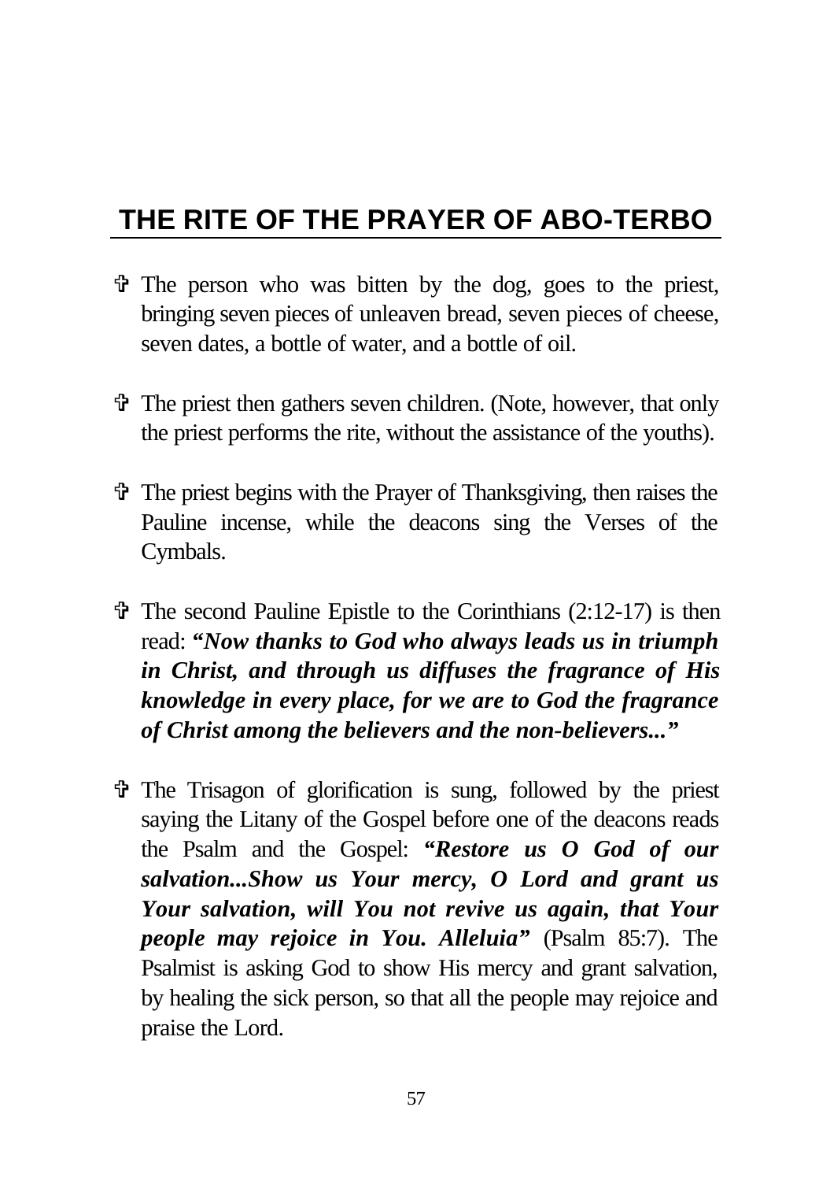# THE RITE OF THE PRAYER OF ABO-TERBO

- ✞ The person who was bitten by the dog, goes to the priest, bringing seven pieces of unleaven bread, seven pieces of cheese, seven dates, a bottle of water, and a bottle of oil.

- ✞ The priest then gathers seven children. (Note, however, that only the priest performs the rite, without the assistance of the youths).

- ✞ The priest begins with the Prayer of Thanksgiving, then raises the Pauline incense, while the deacons sing the Verses of the Cymbals.

- ✞ The second Pauline Epistle to the Corinthians (2:12-17) is then read: ***"Now thanks to God who always leads us in triumph in Christ, and through us diffuses the fragrance of His knowledge in every place, for we are to God the fragrance of Christ among the believers and the non-believers..."***

- ✞ The Trisagon of glorification is sung, followed by the priest saying the Litany of the Gospel before one of the deacons reads the Psalm and the Gospel: ***"Restore us O God of our salvation...Show us Your mercy, O Lord and grant us Your salvation, will You not revive us again, that Your people may rejoice in You. Alleluia"*** (Psalm 85:7). The Psalmist is asking God to show His mercy and grant salvation, by healing the sick person, so that all the people may rejoice and praise the Lord.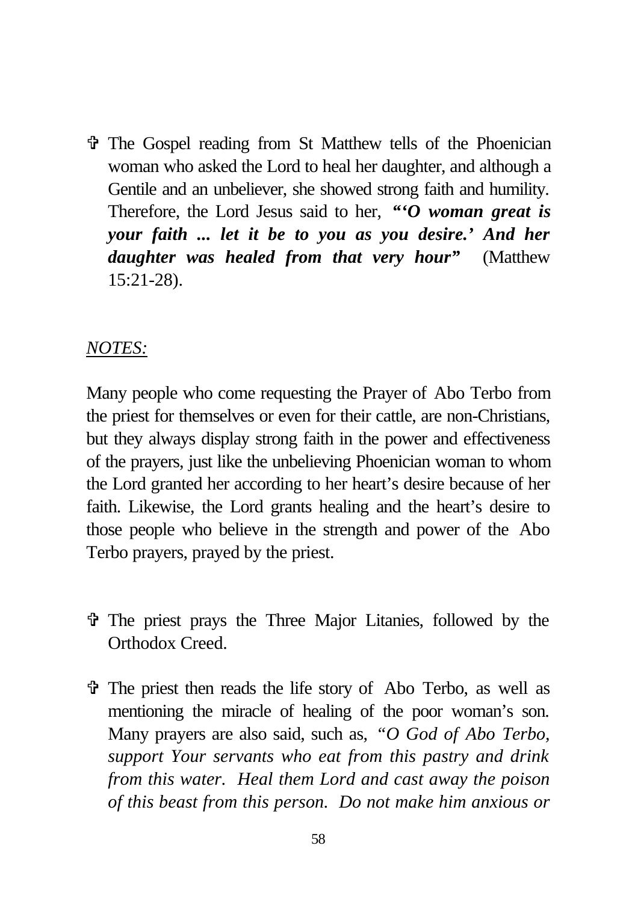- ✞ The Gospel reading from St Matthew tells of the Phoenician woman who asked the Lord to heal her daughter, and although a Gentile and an unbeliever, she showed strong faith and humility. Therefore, the Lord Jesus said to her, ***"'O woman great is your faith ... let it be to you as you desire.' And her daughter was healed from that very hour"*** (Matthew 15:21-28).

*NOTES:*

Many people who come requesting the Prayer of Abo Terbo from the priest for themselves or even for their cattle, are non-Christians, but they always display strong faith in the power and effectiveness of the prayers, just like the unbelieving Phoenician woman to whom the Lord granted her according to her heart's desire because of her faith. Likewise, the Lord grants healing and the heart's desire to those people who believe in the strength and power of the Abo Terbo prayers, prayed by the priest.

- ✞ The priest prays the Three Major Litanies, followed by the Orthodox Creed.

- ✞ The priest then reads the life story of Abo Terbo, as well as mentioning the miracle of healing of the poor woman's son. Many prayers are also said, such as, *"O God of Abo Terbo, support Your servants who eat from this pastry and drink from this water. Heal them Lord and cast away the poison of this beast from this person. Do not make him anxious or*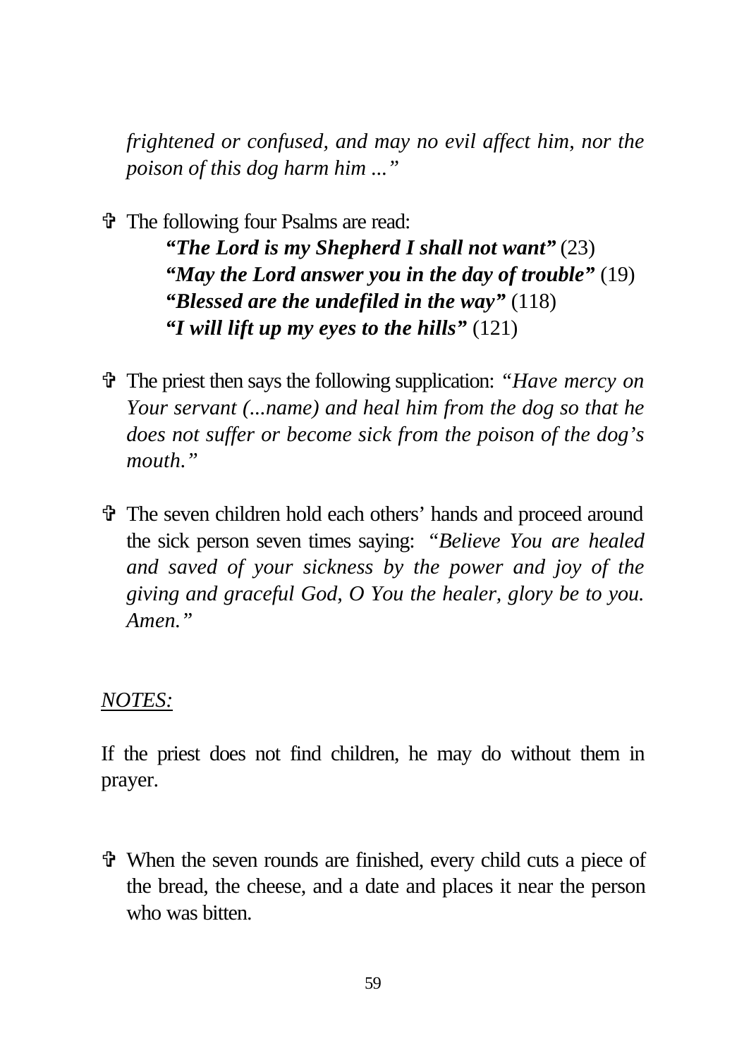*frightened or confused, and may no evil affect him, nor the poison of this dog harm him ..."*

- ✞ The following four Psalms are read:

  ***"The Lord is my Shepherd I shall not want"*** (23)
  ***"May the Lord answer you in the day of trouble"*** (19)
  ***"Blessed are the undefiled in the way"*** (118)
  ***"I will lift up my eyes to the hills"*** (121)

- ✞ The priest then says the following supplication: *"Have mercy on Your servant (...name) and heal him from the dog so that he does not suffer or become sick from the poison of the dog's mouth."*

- ✞ The seven children hold each others' hands and proceed around the sick person seven times saying: *"Believe You are healed and saved of your sickness by the power and joy of the giving and graceful God, O You the healer, glory be to you. Amen."*

<u>*NOTES:*</u>

If the priest does not find children, he may do without them in prayer.

- ✞ When the seven rounds are finished, every child cuts a piece of the bread, the cheese, and a date and places it near the person who was bitten.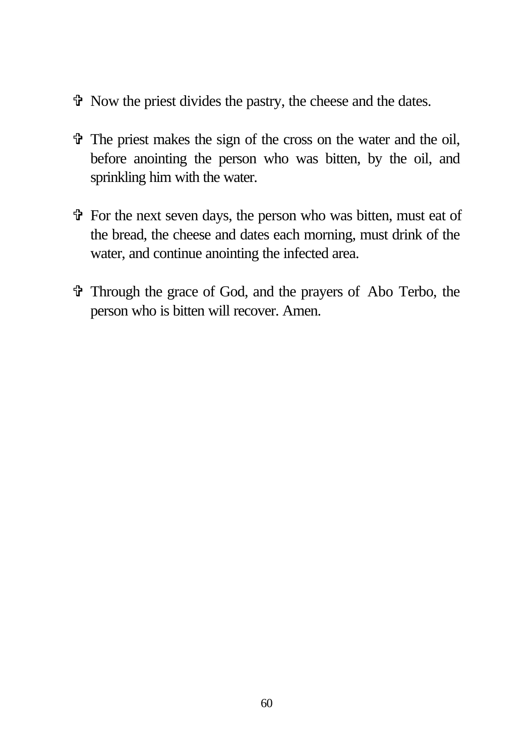- ✞ Now the priest divides the pastry, the cheese and the dates.

- ✞ The priest makes the sign of the cross on the water and the oil, before anointing the person who was bitten, by the oil, and sprinkling him with the water.

- ✞ For the next seven days, the person who was bitten, must eat of the bread, the cheese and dates each morning, must drink of the water, and continue anointing the infected area.

- ✞ Through the grace of God, and the prayers of Abo Terbo, the person who is bitten will recover. Amen.